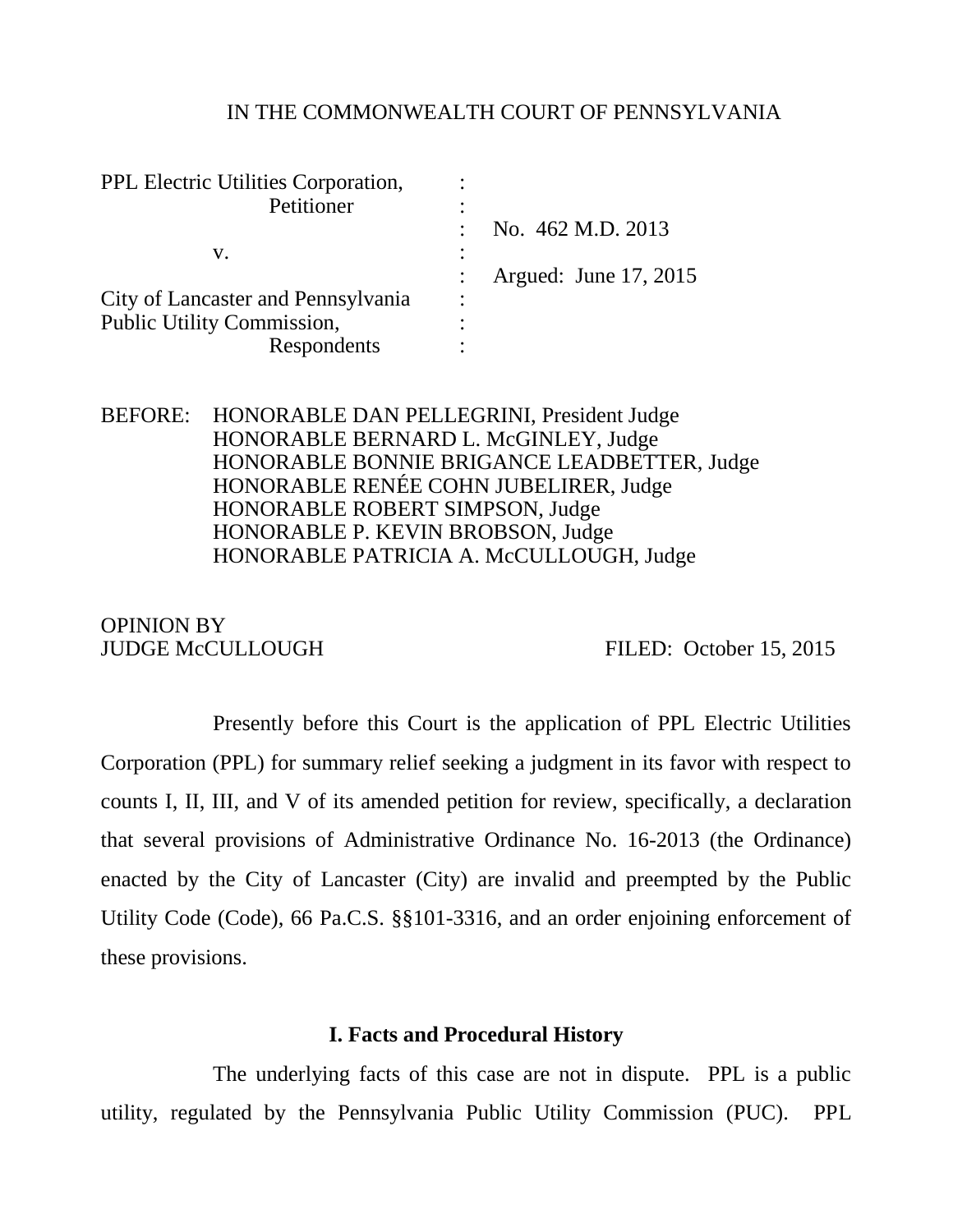IN THE COMMONWEALTH COURT OF PENNSYLVANIA

| | | |
|---|---|---|
| PPL Electric Utilities Corporation, | : | |
| Petitioner | : | |
| | : | No. 462 M.D. 2013 |
| v. | : | |
| | : | Argued: June 17, 2015 |
| City of Lancaster and Pennsylvania | : | |
| Public Utility Commission, | : | |
| Respondents | : | |

BEFORE: HONORABLE DAN PELLEGRINI, President Judge
HONORABLE BERNARD L. McGINLEY, Judge
HONORABLE BONNIE BRIGANCE LEADBETTER, Judge
HONORABLE RENÉE COHN JUBELIRER, Judge
HONORABLE ROBERT SIMPSON, Judge
HONORABLE P. KEVIN BROBSON, Judge
HONORABLE PATRICIA A. McCULLOUGH, Judge

OPINION BY
JUDGE McCULLOUGH FILED: October 15, 2015

Presently before this Court is the application of PPL Electric Utilities Corporation (PPL) for summary relief seeking a judgment in its favor with respect to counts I, II, III, and V of its amended petition for review, specifically, a declaration that several provisions of Administrative Ordinance No. 16-2013 (the Ordinance) enacted by the City of Lancaster (City) are invalid and preempted by the Public Utility Code (Code), 66 Pa.C.S. §§101-3316, and an order enjoining enforcement of these provisions.

## I. Facts and Procedural History

The underlying facts of this case are not in dispute. PPL is a public utility, regulated by the Pennsylvania Public Utility Commission (PUC). PPL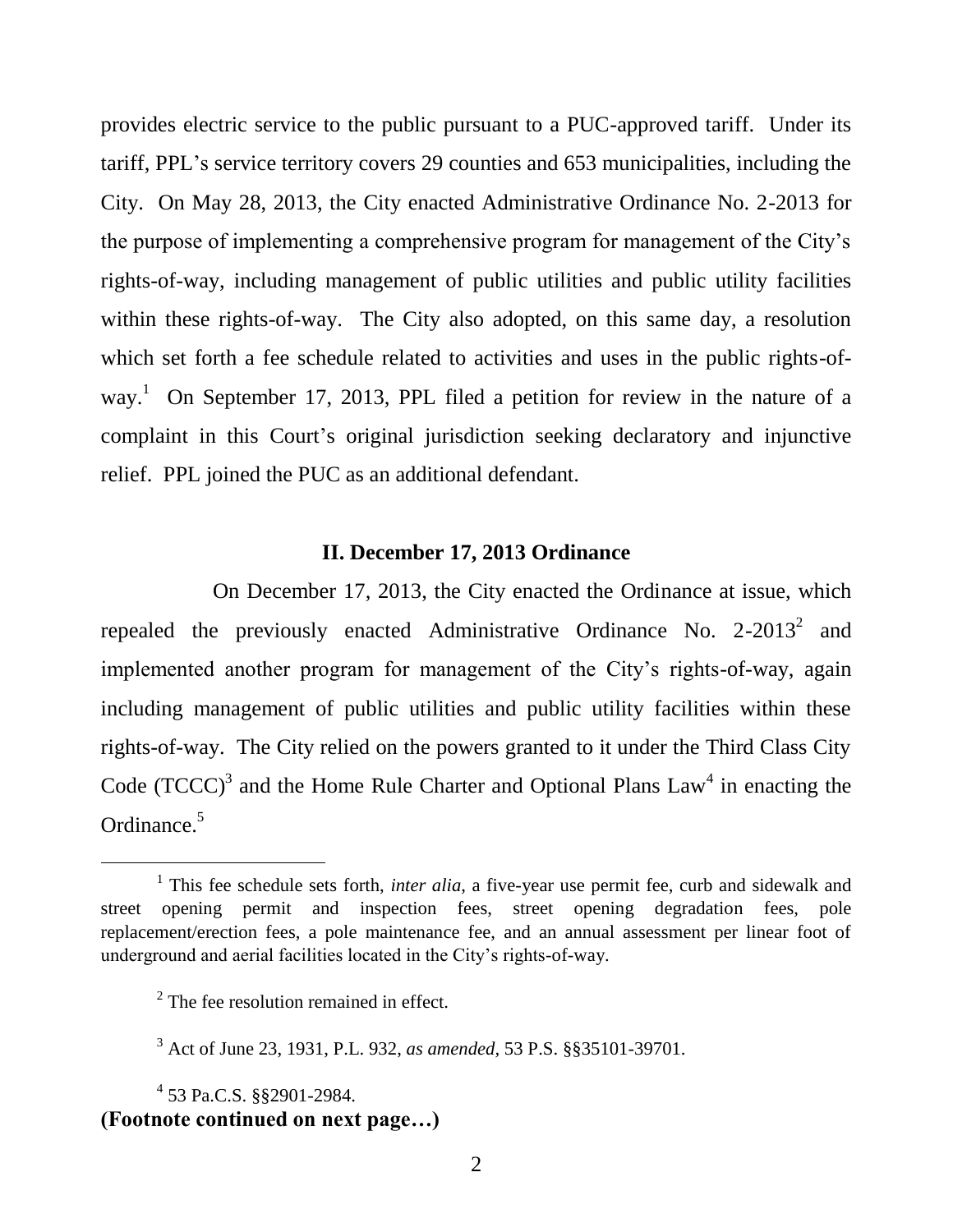provides electric service to the public pursuant to a PUC-approved tariff. Under its tariff, PPL's service territory covers 29 counties and 653 municipalities, including the City. On May 28, 2013, the City enacted Administrative Ordinance No. 2-2013 for the purpose of implementing a comprehensive program for management of the City's rights-of-way, including management of public utilities and public utility facilities within these rights-of-way. The City also adopted, on this same day, a resolution which set forth a fee schedule related to activities and uses in the public rights-of-way.[1] On September 17, 2013, PPL filed a petition for review in the nature of a complaint in this Court's original jurisdiction seeking declaratory and injunctive relief. PPL joined the PUC as an additional defendant.

## II. December 17, 2013 Ordinance

On December 17, 2013, the City enacted the Ordinance at issue, which repealed the previously enacted Administrative Ordinance No. 2-2013[2] and implemented another program for management of the City's rights-of-way, again including management of public utilities and public utility facilities within these rights-of-way. The City relied on the powers granted to it under the Third Class City Code (TCCC)[3] and the Home Rule Charter and Optional Plans Law[4] in enacting the Ordinance.[5]

---

[1] This fee schedule sets forth, *inter alia*, a five-year use permit fee, curb and sidewalk and street opening permit and inspection fees, street opening degradation fees, pole replacement/erection fees, a pole maintenance fee, and an annual assessment per linear foot of underground and aerial facilities located in the City's rights-of-way.

[2] The fee resolution remained in effect.

[3] Act of June 23, 1931, P.L. 932, *as amended*, 53 P.S. §§35101-39701.

[4] 53 Pa.C.S. §§2901-2984.

**(Footnote continued on next page…)**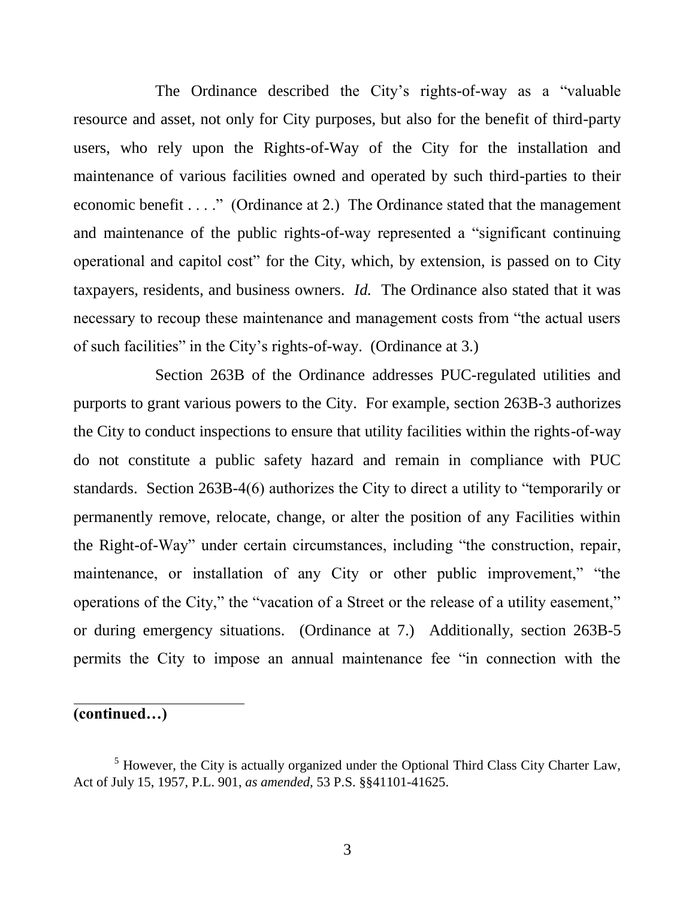The Ordinance described the City's rights-of-way as a "valuable resource and asset, not only for City purposes, but also for the benefit of third-party users, who rely upon the Rights-of-Way of the City for the installation and maintenance of various facilities owned and operated by such third-parties to their economic benefit . . . ." (Ordinance at 2.) The Ordinance stated that the management and maintenance of the public rights-of-way represented a "significant continuing operational and capitol cost" for the City, which, by extension, is passed on to City taxpayers, residents, and business owners. *Id.* The Ordinance also stated that it was necessary to recoup these maintenance and management costs from "the actual users of such facilities" in the City's rights-of-way. (Ordinance at 3.)

Section 263B of the Ordinance addresses PUC-regulated utilities and purports to grant various powers to the City. For example, section 263B-3 authorizes the City to conduct inspections to ensure that utility facilities within the rights-of-way do not constitute a public safety hazard and remain in compliance with PUC standards. Section 263B-4(6) authorizes the City to direct a utility to "temporarily or permanently remove, relocate, change, or alter the position of any Facilities within the Right-of-Way" under certain circumstances, including "the construction, repair, maintenance, or installation of any City or other public improvement," "the operations of the City," the "vacation of a Street or the release of a utility easement," or during emergency situations. (Ordinance at 7.) Additionally, section 263B-5 permits the City to impose an annual maintenance fee "in connection with the

---

**(continued…)**

[5] However, the City is actually organized under the Optional Third Class City Charter Law, Act of July 15, 1957, P.L. 901, *as amended*, 53 P.S. §§41101-41625.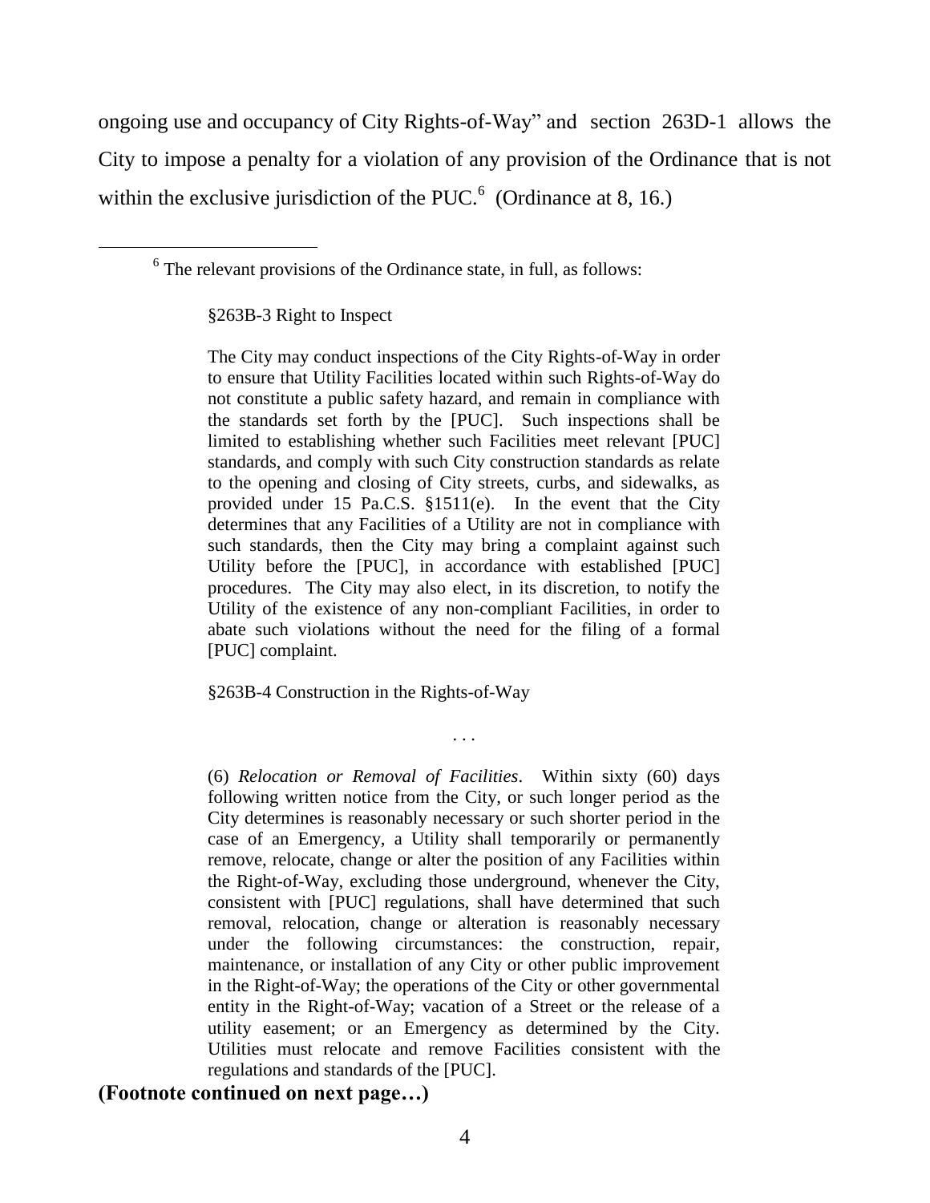ongoing use and occupancy of City Rights-of-Way" and section 263D-1 allows the City to impose a penalty for a violation of any provision of the Ordinance that is not within the exclusive jurisdiction of the PUC.[6] (Ordinance at 8, 16.)

---

[6] The relevant provisions of the Ordinance state, in full, as follows:

> §263B-3 Right to Inspect
>
> The City may conduct inspections of the City Rights-of-Way in order to ensure that Utility Facilities located within such Rights-of-Way do not constitute a public safety hazard, and remain in compliance with the standards set forth by the [PUC]. Such inspections shall be limited to establishing whether such Facilities meet relevant [PUC] standards, and comply with such City construction standards as relate to the opening and closing of City streets, curbs, and sidewalks, as provided under 15 Pa.C.S. §1511(e). In the event that the City determines that any Facilities of a Utility are not in compliance with such standards, then the City may bring a complaint against such Utility before the [PUC], in accordance with established [PUC] procedures. The City may also elect, in its discretion, to notify the Utility of the existence of any non-compliant Facilities, in order to abate such violations without the need for the filing of a formal [PUC] complaint.
>
> §263B-4 Construction in the Rights-of-Way
>
> . . .
>
> (6) *Relocation or Removal of Facilities*. Within sixty (60) days following written notice from the City, or such longer period as the City determines is reasonably necessary or such shorter period in the case of an Emergency, a Utility shall temporarily or permanently remove, relocate, change or alter the position of any Facilities within the Right-of-Way, excluding those underground, whenever the City, consistent with [PUC] regulations, shall have determined that such removal, relocation, change or alteration is reasonably necessary under the following circumstances: the construction, repair, maintenance, or installation of any City or other public improvement in the Right-of-Way; the operations of the City or other governmental entity in the Right-of-Way; vacation of a Street or the release of a utility easement; or an Emergency as determined by the City. Utilities must relocate and remove Facilities consistent with the regulations and standards of the [PUC].

**(Footnote continued on next page…)**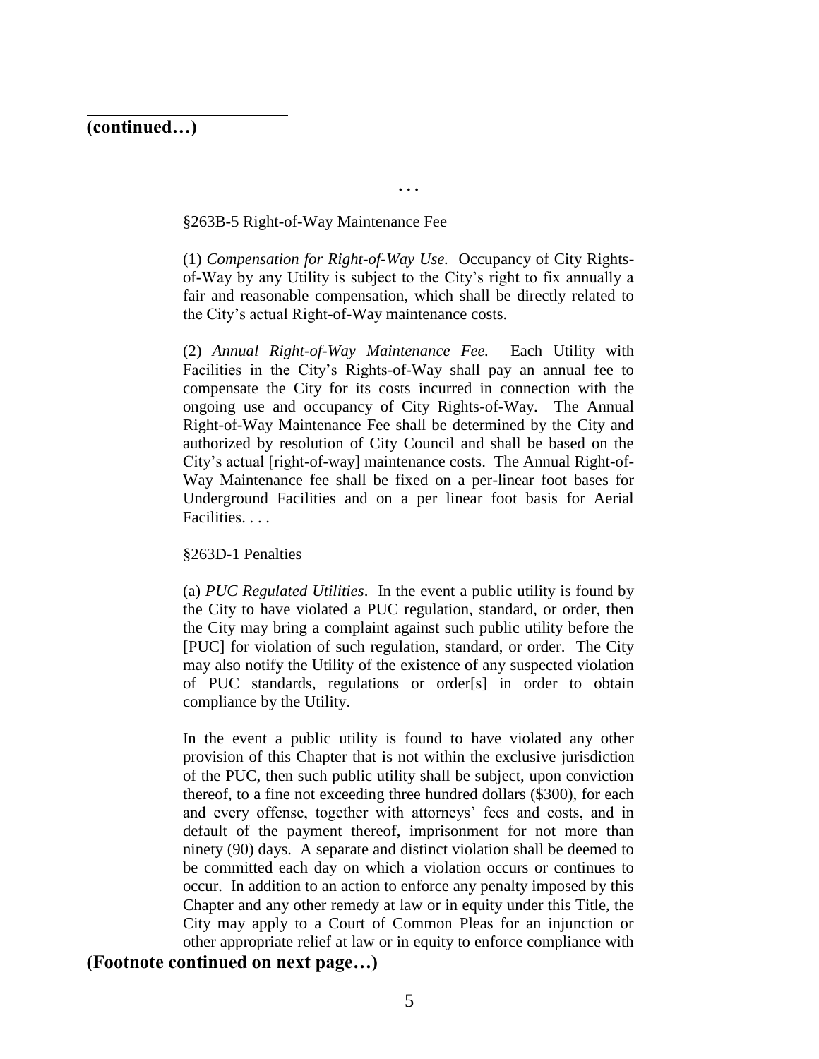**(continued…)**

. . .

§263B-5 Right-of-Way Maintenance Fee

(1) *Compensation for Right-of-Way Use.* Occupancy of City Rights-of-Way by any Utility is subject to the City's right to fix annually a fair and reasonable compensation, which shall be directly related to the City's actual Right-of-Way maintenance costs.

(2) *Annual Right-of-Way Maintenance Fee.* Each Utility with Facilities in the City's Rights-of-Way shall pay an annual fee to compensate the City for its costs incurred in connection with the ongoing use and occupancy of City Rights-of-Way. The Annual Right-of-Way Maintenance Fee shall be determined by the City and authorized by resolution of City Council and shall be based on the City's actual [right-of-way] maintenance costs. The Annual Right-of-Way Maintenance fee shall be fixed on a per-linear foot bases for Underground Facilities and on a per linear foot basis for Aerial Facilities. . . .

§263D-1 Penalties

(a) *PUC Regulated Utilities*. In the event a public utility is found by the City to have violated a PUC regulation, standard, or order, then the City may bring a complaint against such public utility before the [PUC] for violation of such regulation, standard, or order. The City may also notify the Utility of the existence of any suspected violation of PUC standards, regulations or order[s] in order to obtain compliance by the Utility.

In the event a public utility is found to have violated any other provision of this Chapter that is not within the exclusive jurisdiction of the PUC, then such public utility shall be subject, upon conviction thereof, to a fine not exceeding three hundred dollars ($300), for each and every offense, together with attorneys' fees and costs, and in default of the payment thereof, imprisonment for not more than ninety (90) days. A separate and distinct violation shall be deemed to be committed each day on which a violation occurs or continues to occur. In addition to an action to enforce any penalty imposed by this Chapter and any other remedy at law or in equity under this Title, the City may apply to a Court of Common Pleas for an injunction or other appropriate relief at law or in equity to enforce compliance with

**(Footnote continued on next page…)**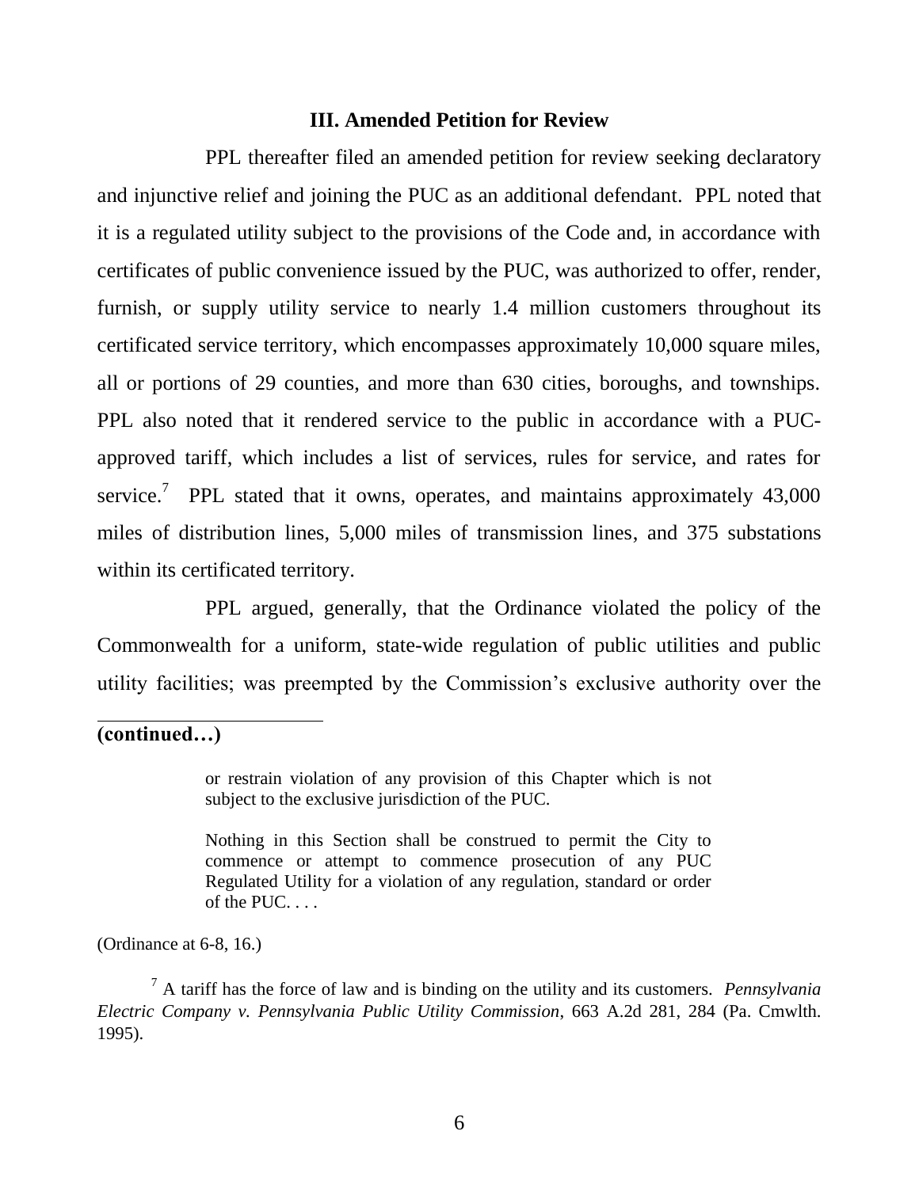### III. Amended Petition for Review

PPL thereafter filed an amended petition for review seeking declaratory and injunctive relief and joining the PUC as an additional defendant. PPL noted that it is a regulated utility subject to the provisions of the Code and, in accordance with certificates of public convenience issued by the PUC, was authorized to offer, render, furnish, or supply utility service to nearly 1.4 million customers throughout its certificated service territory, which encompasses approximately 10,000 square miles, all or portions of 29 counties, and more than 630 cities, boroughs, and townships. PPL also noted that it rendered service to the public in accordance with a PUC-approved tariff, which includes a list of services, rules for service, and rates for service.[7] PPL stated that it owns, operates, and maintains approximately 43,000 miles of distribution lines, 5,000 miles of transmission lines, and 375 substations within its certificated territory.

PPL argued, generally, that the Ordinance violated the policy of the Commonwealth for a uniform, state-wide regulation of public utilities and public utility facilities; was preempted by the Commission's exclusive authority over the

---

**(continued…)**

> or restrain violation of any provision of this Chapter which is not subject to the exclusive jurisdiction of the PUC.
>
> Nothing in this Section shall be construed to permit the City to commence or attempt to commence prosecution of any PUC Regulated Utility for a violation of any regulation, standard or order of the PUC. . . .

(Ordinance at 6-8, 16.)

[7] A tariff has the force of law and is binding on the utility and its customers. *Pennsylvania Electric Company v. Pennsylvania Public Utility Commission*, 663 A.2d 281, 284 (Pa. Cmwlth. 1995).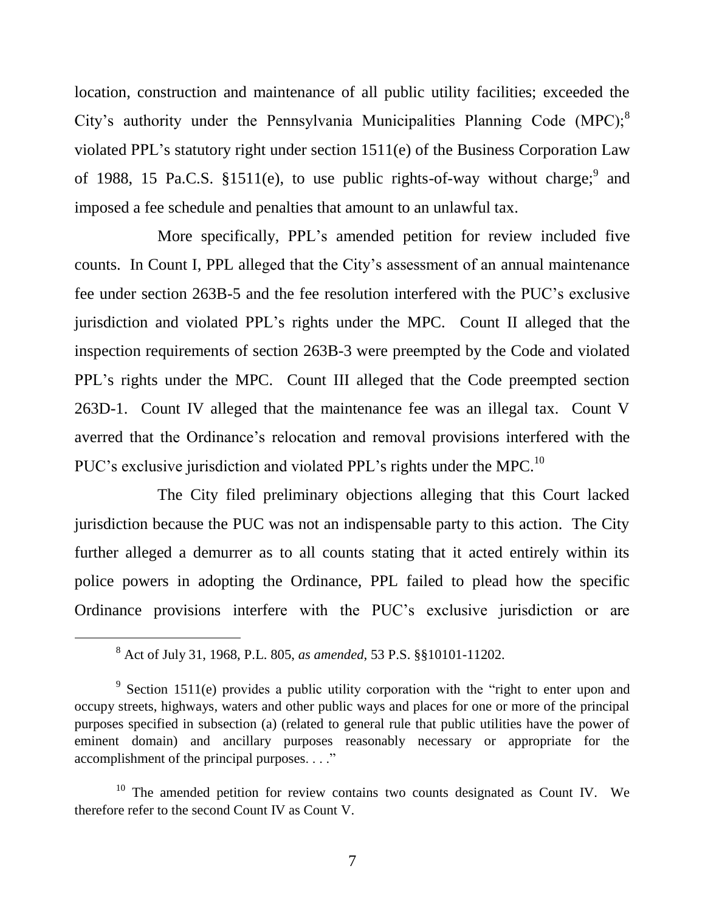location, construction and maintenance of all public utility facilities; exceeded the City's authority under the Pennsylvania Municipalities Planning Code (MPC);[8] violated PPL's statutory right under section 1511(e) of the Business Corporation Law of 1988, 15 Pa.C.S. §1511(e), to use public rights-of-way without charge;[9] and imposed a fee schedule and penalties that amount to an unlawful tax.

More specifically, PPL's amended petition for review included five counts. In Count I, PPL alleged that the City's assessment of an annual maintenance fee under section 263B-5 and the fee resolution interfered with the PUC's exclusive jurisdiction and violated PPL's rights under the MPC. Count II alleged that the inspection requirements of section 263B-3 were preempted by the Code and violated PPL's rights under the MPC. Count III alleged that the Code preempted section 263D-1. Count IV alleged that the maintenance fee was an illegal tax. Count V averred that the Ordinance's relocation and removal provisions interfered with the PUC's exclusive jurisdiction and violated PPL's rights under the MPC.[10]

The City filed preliminary objections alleging that this Court lacked jurisdiction because the PUC was not an indispensable party to this action. The City further alleged a demurrer as to all counts stating that it acted entirely within its police powers in adopting the Ordinance, PPL failed to plead how the specific Ordinance provisions interfere with the PUC's exclusive jurisdiction or are

---

[8] Act of July 31, 1968, P.L. 805, *as amended*, 53 P.S. §§10101-11202.

[9] Section 1511(e) provides a public utility corporation with the "right to enter upon and occupy streets, highways, waters and other public ways and places for one or more of the principal purposes specified in subsection (a) (related to general rule that public utilities have the power of eminent domain) and ancillary purposes reasonably necessary or appropriate for the accomplishment of the principal purposes. . . ."

[10] The amended petition for review contains two counts designated as Count IV. We therefore refer to the second Count IV as Count V.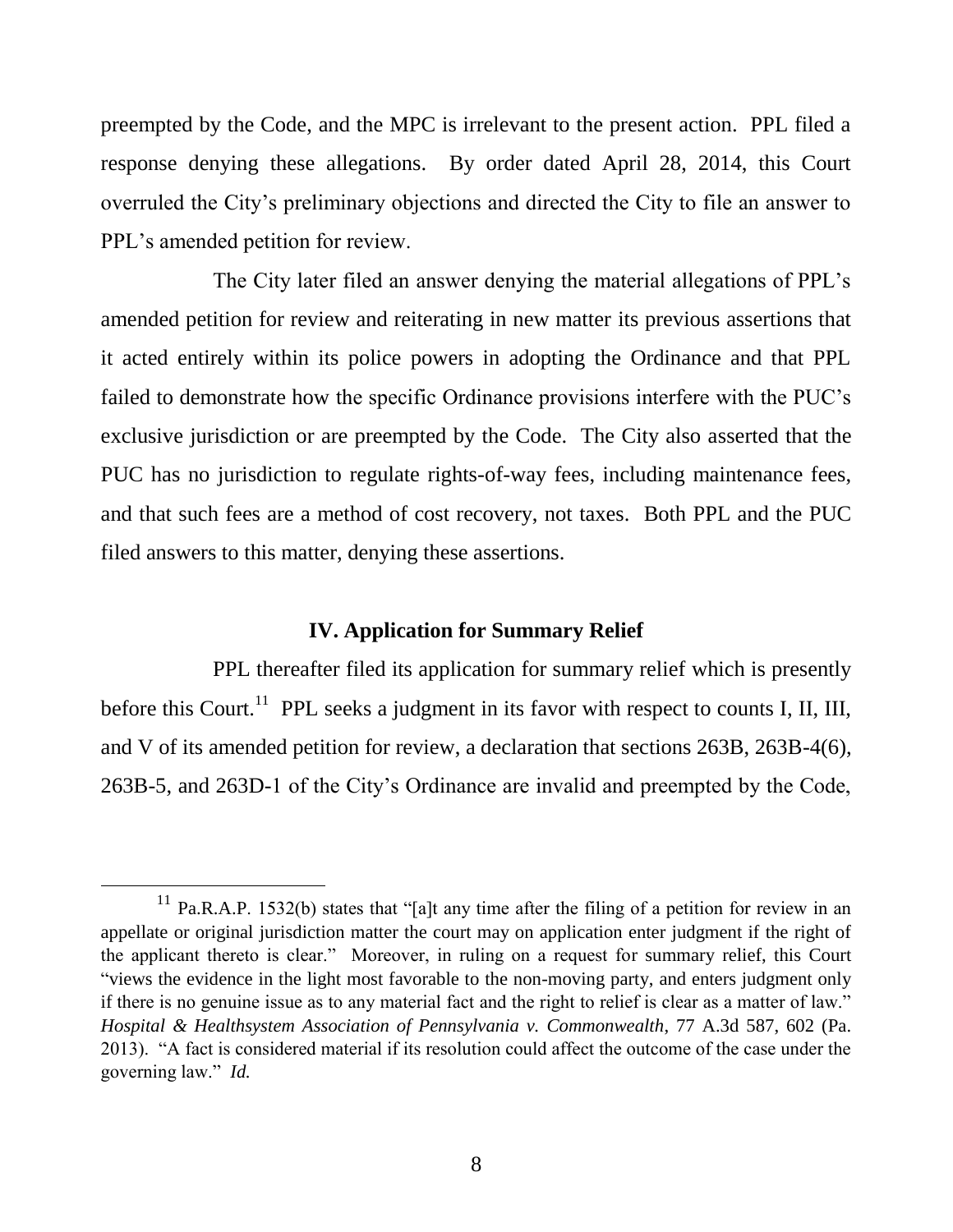preempted by the Code, and the MPC is irrelevant to the present action. PPL filed a response denying these allegations. By order dated April 28, 2014, this Court overruled the City's preliminary objections and directed the City to file an answer to PPL's amended petition for review.

The City later filed an answer denying the material allegations of PPL's amended petition for review and reiterating in new matter its previous assertions that it acted entirely within its police powers in adopting the Ordinance and that PPL failed to demonstrate how the specific Ordinance provisions interfere with the PUC's exclusive jurisdiction or are preempted by the Code. The City also asserted that the PUC has no jurisdiction to regulate rights-of-way fees, including maintenance fees, and that such fees are a method of cost recovery, not taxes. Both PPL and the PUC filed answers to this matter, denying these assertions.

## IV. Application for Summary Relief

PPL thereafter filed its application for summary relief which is presently before this Court.[11] PPL seeks a judgment in its favor with respect to counts I, II, III, and V of its amended petition for review, a declaration that sections 263B, 263B-4(6), 263B-5, and 263D-1 of the City's Ordinance are invalid and preempted by the Code,

[11] Pa.R.A.P. 1532(b) states that "[a]t any time after the filing of a petition for review in an appellate or original jurisdiction matter the court may on application enter judgment if the right of the applicant thereto is clear." Moreover, in ruling on a request for summary relief, this Court "views the evidence in the light most favorable to the non-moving party, and enters judgment only if there is no genuine issue as to any material fact and the right to relief is clear as a matter of law." *Hospital & Healthsystem Association of Pennsylvania v. Commonwealth*, 77 A.3d 587, 602 (Pa. 2013). "A fact is considered material if its resolution could affect the outcome of the case under the governing law." *Id.*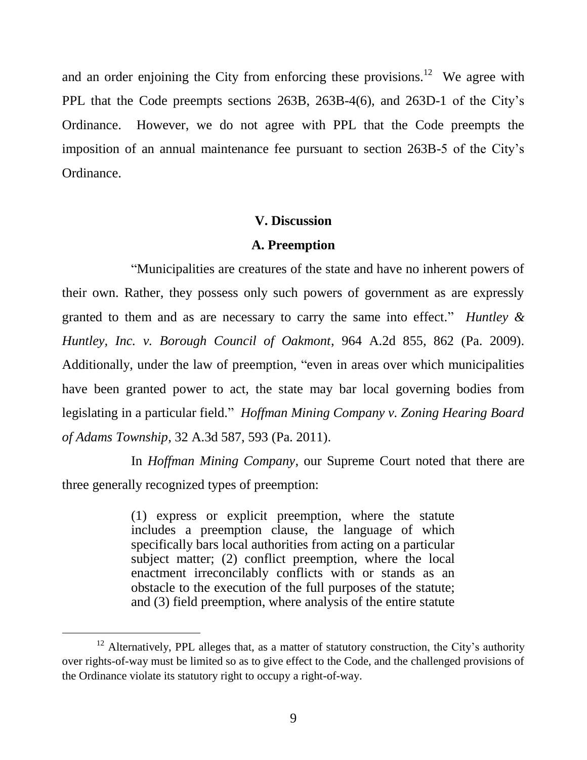and an order enjoining the City from enforcing these provisions.[12] We agree with PPL that the Code preempts sections 263B, 263B-4(6), and 263D-1 of the City's Ordinance. However, we do not agree with PPL that the Code preempts the imposition of an annual maintenance fee pursuant to section 263B-5 of the City's Ordinance.

## V. Discussion

### A. Preemption

"Municipalities are creatures of the state and have no inherent powers of their own. Rather, they possess only such powers of government as are expressly granted to them and as are necessary to carry the same into effect." *Huntley & Huntley, Inc. v. Borough Council of Oakmont*, 964 A.2d 855, 862 (Pa. 2009). Additionally, under the law of preemption, "even in areas over which municipalities have been granted power to act, the state may bar local governing bodies from legislating in a particular field." *Hoffman Mining Company v. Zoning Hearing Board of Adams Township*, 32 A.3d 587, 593 (Pa. 2011).

In *Hoffman Mining Company*, our Supreme Court noted that there are three generally recognized types of preemption:

> (1) express or explicit preemption, where the statute includes a preemption clause, the language of which specifically bars local authorities from acting on a particular subject matter; (2) conflict preemption, where the local enactment irreconcilably conflicts with or stands as an obstacle to the execution of the full purposes of the statute; and (3) field preemption, where analysis of the entire statute

---

[12] Alternatively, PPL alleges that, as a matter of statutory construction, the City's authority over rights-of-way must be limited so as to give effect to the Code, and the challenged provisions of the Ordinance violate its statutory right to occupy a right-of-way.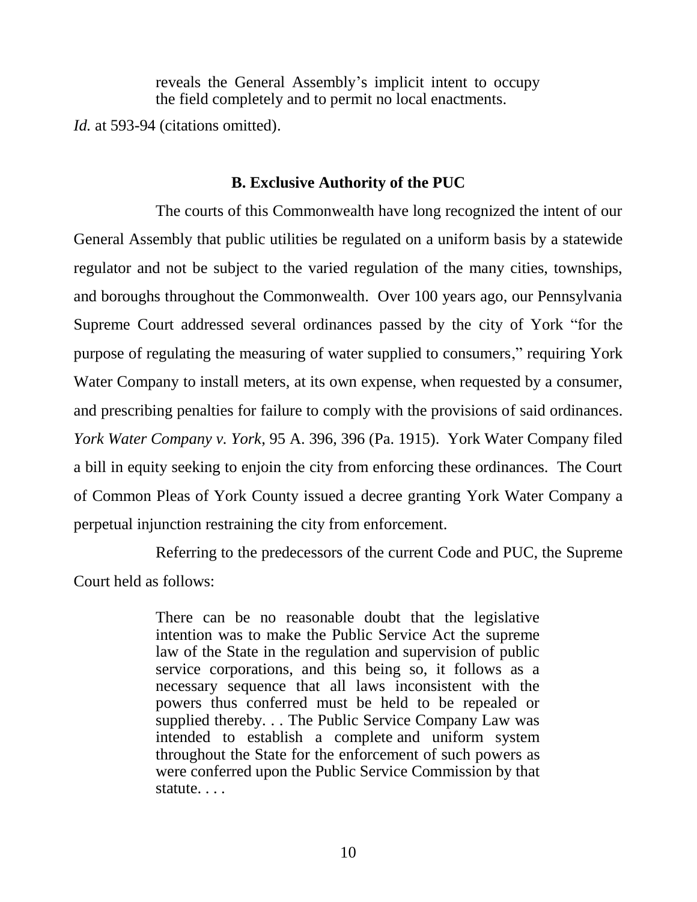> reveals the General Assembly's implicit intent to occupy the field completely and to permit no local enactments.

*Id.* at 593-94 (citations omitted).

**B. Exclusive Authority of the PUC**

The courts of this Commonwealth have long recognized the intent of our General Assembly that public utilities be regulated on a uniform basis by a statewide regulator and not be subject to the varied regulation of the many cities, townships, and boroughs throughout the Commonwealth. Over 100 years ago, our Pennsylvania Supreme Court addressed several ordinances passed by the city of York "for the purpose of regulating the measuring of water supplied to consumers," requiring York Water Company to install meters, at its own expense, when requested by a consumer, and prescribing penalties for failure to comply with the provisions of said ordinances. *York Water Company v. York*, 95 A. 396, 396 (Pa. 1915). York Water Company filed a bill in equity seeking to enjoin the city from enforcing these ordinances. The Court of Common Pleas of York County issued a decree granting York Water Company a perpetual injunction restraining the city from enforcement.

Referring to the predecessors of the current Code and PUC, the Supreme Court held as follows:

> There can be no reasonable doubt that the legislative intention was to make the Public Service Act the supreme law of the State in the regulation and supervision of public service corporations, and this being so, it follows as a necessary sequence that all laws inconsistent with the powers thus conferred must be held to be repealed or supplied thereby. . . The Public Service Company Law was intended to establish a complete and uniform system throughout the State for the enforcement of such powers as were conferred upon the Public Service Commission by that statute. . . .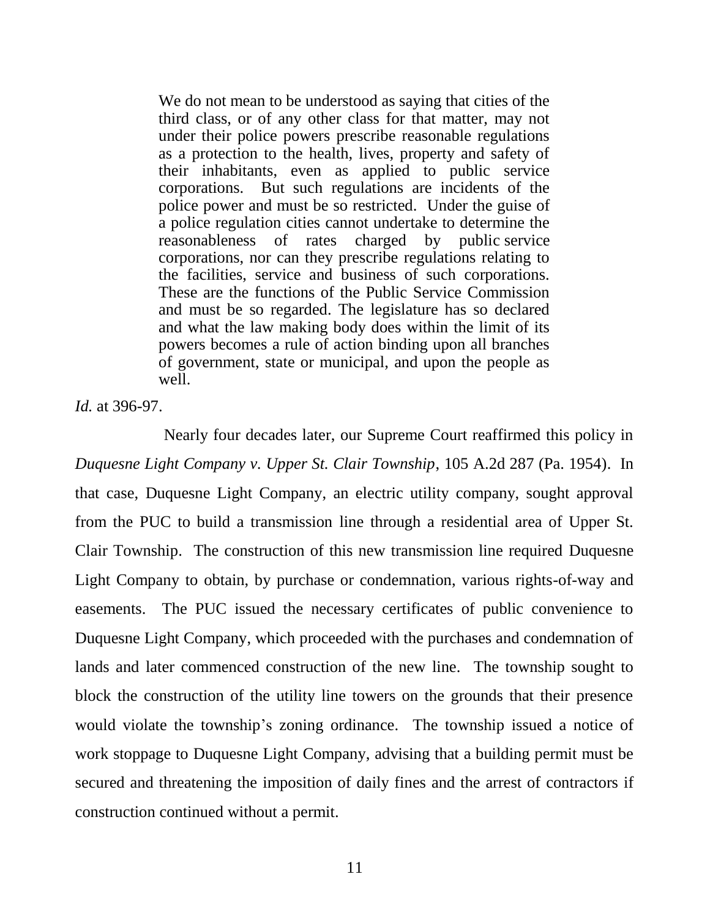> We do not mean to be understood as saying that cities of the third class, or of any other class for that matter, may not under their police powers prescribe reasonable regulations as a protection to the health, lives, property and safety of their inhabitants, even as applied to public service corporations. But such regulations are incidents of the police power and must be so restricted. Under the guise of a police regulation cities cannot undertake to determine the reasonableness of rates charged by public service corporations, nor can they prescribe regulations relating to the facilities, service and business of such corporations. These are the functions of the Public Service Commission and must be so regarded. The legislature has so declared and what the law making body does within the limit of its powers becomes a rule of action binding upon all branches of government, state or municipal, and upon the people as well.

*Id.* at 396-97.

Nearly four decades later, our Supreme Court reaffirmed this policy in *Duquesne Light Company v. Upper St. Clair Township*, 105 A.2d 287 (Pa. 1954). In that case, Duquesne Light Company, an electric utility company, sought approval from the PUC to build a transmission line through a residential area of Upper St. Clair Township. The construction of this new transmission line required Duquesne Light Company to obtain, by purchase or condemnation, various rights-of-way and easements. The PUC issued the necessary certificates of public convenience to Duquesne Light Company, which proceeded with the purchases and condemnation of lands and later commenced construction of the new line. The township sought to block the construction of the utility line towers on the grounds that their presence would violate the township's zoning ordinance. The township issued a notice of work stoppage to Duquesne Light Company, advising that a building permit must be secured and threatening the imposition of daily fines and the arrest of contractors if construction continued without a permit.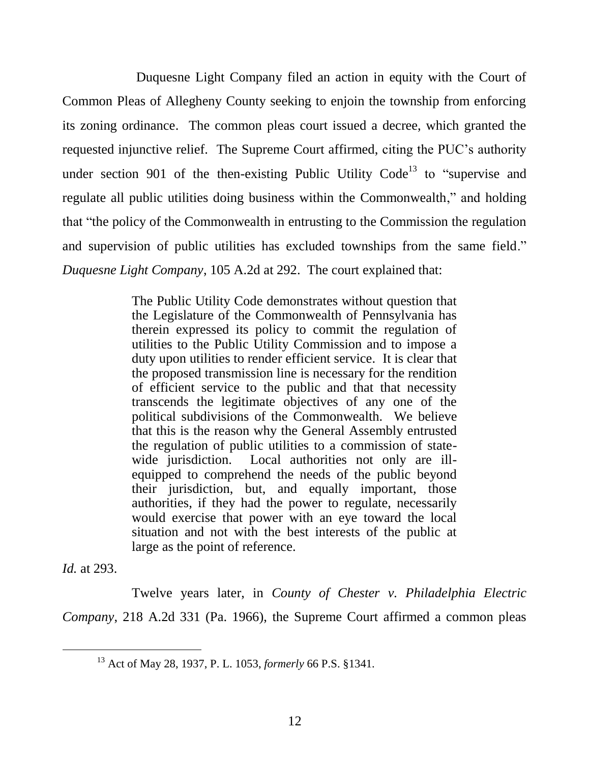Duquesne Light Company filed an action in equity with the Court of Common Pleas of Allegheny County seeking to enjoin the township from enforcing its zoning ordinance. The common pleas court issued a decree, which granted the requested injunctive relief. The Supreme Court affirmed, citing the PUC's authority under section 901 of the then-existing Public Utility Code[13] to "supervise and regulate all public utilities doing business within the Commonwealth," and holding that "the policy of the Commonwealth in entrusting to the Commission the regulation and supervision of public utilities has excluded townships from the same field." *Duquesne Light Company*, 105 A.2d at 292. The court explained that:

> The Public Utility Code demonstrates without question that the Legislature of the Commonwealth of Pennsylvania has therein expressed its policy to commit the regulation of utilities to the Public Utility Commission and to impose a duty upon utilities to render efficient service. It is clear that the proposed transmission line is necessary for the rendition of efficient service to the public and that that necessity transcends the legitimate objectives of any one of the political subdivisions of the Commonwealth. We believe that this is the reason why the General Assembly entrusted the regulation of public utilities to a commission of state-wide jurisdiction. Local authorities not only are ill-equipped to comprehend the needs of the public beyond their jurisdiction, but, and equally important, those authorities, if they had the power to regulate, necessarily would exercise that power with an eye toward the local situation and not with the best interests of the public at large as the point of reference.

*Id.* at 293.

Twelve years later, in *County of Chester v. Philadelphia Electric Company*, 218 A.2d 331 (Pa. 1966), the Supreme Court affirmed a common pleas

---

[13] Act of May 28, 1937, P. L. 1053, *formerly* 66 P.S. §1341.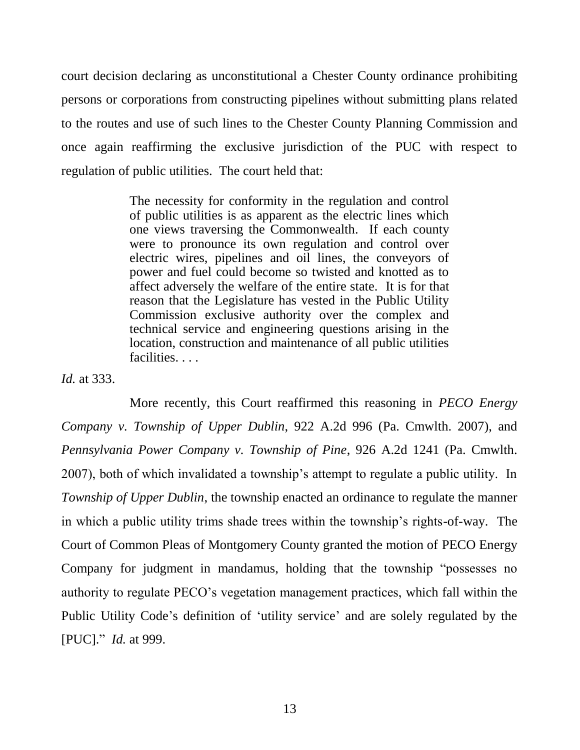court decision declaring as unconstitutional a Chester County ordinance prohibiting persons or corporations from constructing pipelines without submitting plans related to the routes and use of such lines to the Chester County Planning Commission and once again reaffirming the exclusive jurisdiction of the PUC with respect to regulation of public utilities. The court held that:

> The necessity for conformity in the regulation and control of public utilities is as apparent as the electric lines which one views traversing the Commonwealth. If each county were to pronounce its own regulation and control over electric wires, pipelines and oil lines, the conveyors of power and fuel could become so twisted and knotted as to affect adversely the welfare of the entire state. It is for that reason that the Legislature has vested in the Public Utility Commission exclusive authority over the complex and technical service and engineering questions arising in the location, construction and maintenance of all public utilities facilities. . . .

*Id.* at 333.

More recently, this Court reaffirmed this reasoning in *PECO Energy Company v. Township of Upper Dublin*, 922 A.2d 996 (Pa. Cmwlth. 2007), and *Pennsylvania Power Company v. Township of Pine*, 926 A.2d 1241 (Pa. Cmwlth. 2007), both of which invalidated a township's attempt to regulate a public utility. In *Township of Upper Dublin*, the township enacted an ordinance to regulate the manner in which a public utility trims shade trees within the township's rights-of-way. The Court of Common Pleas of Montgomery County granted the motion of PECO Energy Company for judgment in mandamus, holding that the township "possesses no authority to regulate PECO's vegetation management practices, which fall within the Public Utility Code's definition of 'utility service' and are solely regulated by the [PUC]." *Id.* at 999.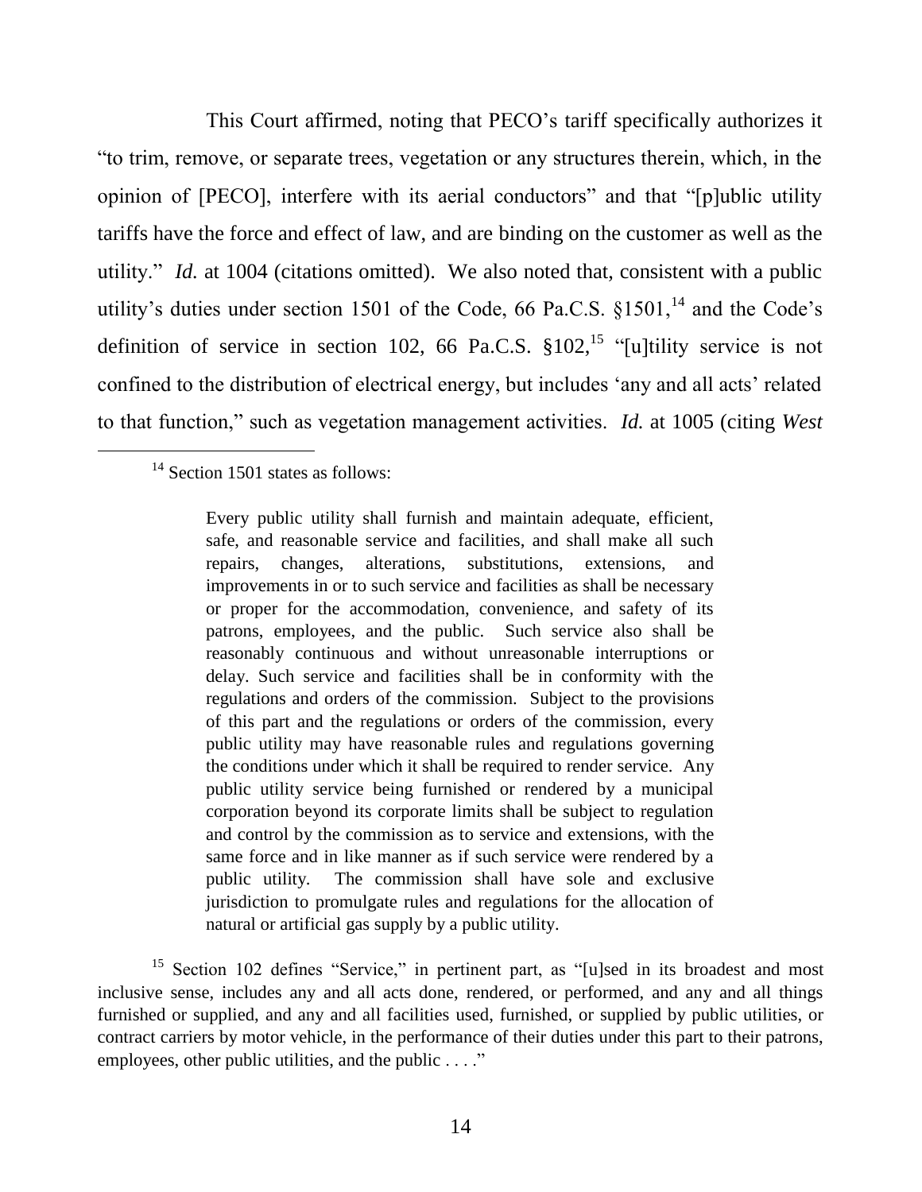This Court affirmed, noting that PECO's tariff specifically authorizes it "to trim, remove, or separate trees, vegetation or any structures therein, which, in the opinion of [PECO], interfere with its aerial conductors" and that "[p]ublic utility tariffs have the force and effect of law, and are binding on the customer as well as the utility." *Id.* at 1004 (citations omitted). We also noted that, consistent with a public utility's duties under section 1501 of the Code, 66 Pa.C.S. §1501,[14] and the Code's definition of service in section 102, 66 Pa.C.S. §102,[15] "[u]tility service is not confined to the distribution of electrical energy, but includes 'any and all acts' related to that function," such as vegetation management activities. *Id.* at 1005 (citing *West*

---

[14] Section 1501 states as follows:

> Every public utility shall furnish and maintain adequate, efficient, safe, and reasonable service and facilities, and shall make all such repairs, changes, alterations, substitutions, extensions, and improvements in or to such service and facilities as shall be necessary or proper for the accommodation, convenience, and safety of its patrons, employees, and the public. Such service also shall be reasonably continuous and without unreasonable interruptions or delay. Such service and facilities shall be in conformity with the regulations and orders of the commission. Subject to the provisions of this part and the regulations or orders of the commission, every public utility may have reasonable rules and regulations governing the conditions under which it shall be required to render service. Any public utility service being furnished or rendered by a municipal corporation beyond its corporate limits shall be subject to regulation and control by the commission as to service and extensions, with the same force and in like manner as if such service were rendered by a public utility. The commission shall have sole and exclusive jurisdiction to promulgate rules and regulations for the allocation of natural or artificial gas supply by a public utility.

[15] Section 102 defines "Service," in pertinent part, as "[u]sed in its broadest and most inclusive sense, includes any and all acts done, rendered, or performed, and any and all things furnished or supplied, and any and all facilities used, furnished, or supplied by public utilities, or contract carriers by motor vehicle, in the performance of their duties under this part to their patrons, employees, other public utilities, and the public . . . ."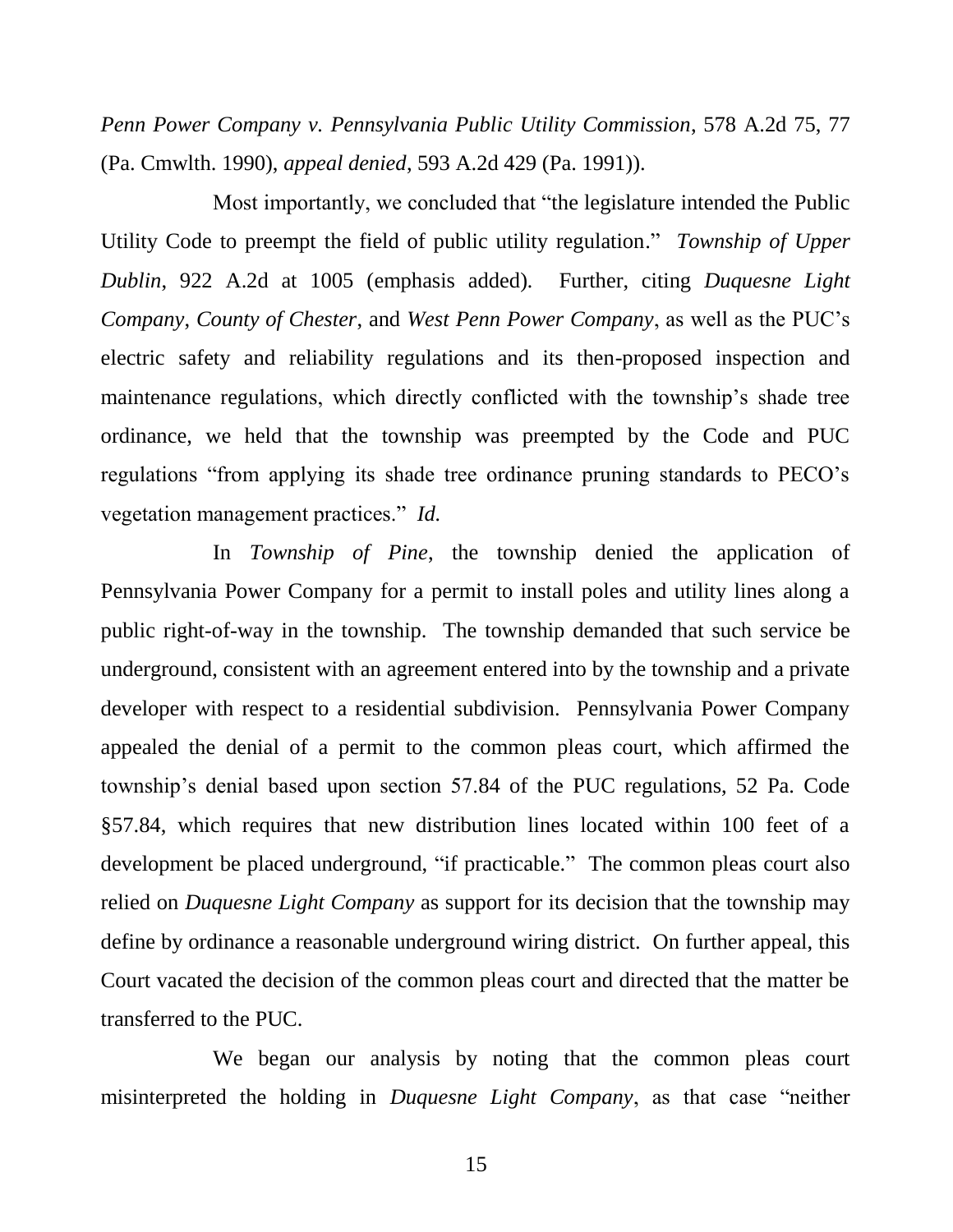*Penn Power Company v. Pennsylvania Public Utility Commission*, 578 A.2d 75, 77 (Pa. Cmwlth. 1990), *appeal denied*, 593 A.2d 429 (Pa. 1991)).

Most importantly, we concluded that "the legislature intended the Public Utility Code to preempt the field of public utility regulation." *Township of Upper Dublin*, 922 A.2d at 1005 (emphasis added). Further, citing *Duquesne Light Company*, *County of Chester*, and *West Penn Power Company*, as well as the PUC's electric safety and reliability regulations and its then-proposed inspection and maintenance regulations, which directly conflicted with the township's shade tree ordinance, we held that the township was preempted by the Code and PUC regulations "from applying its shade tree ordinance pruning standards to PECO's vegetation management practices." *Id.*

In *Township of Pine*, the township denied the application of Pennsylvania Power Company for a permit to install poles and utility lines along a public right-of-way in the township. The township demanded that such service be underground, consistent with an agreement entered into by the township and a private developer with respect to a residential subdivision. Pennsylvania Power Company appealed the denial of a permit to the common pleas court, which affirmed the township's denial based upon section 57.84 of the PUC regulations, 52 Pa. Code §57.84, which requires that new distribution lines located within 100 feet of a development be placed underground, "if practicable." The common pleas court also relied on *Duquesne Light Company* as support for its decision that the township may define by ordinance a reasonable underground wiring district. On further appeal, this Court vacated the decision of the common pleas court and directed that the matter be transferred to the PUC.

We began our analysis by noting that the common pleas court misinterpreted the holding in *Duquesne Light Company*, as that case "neither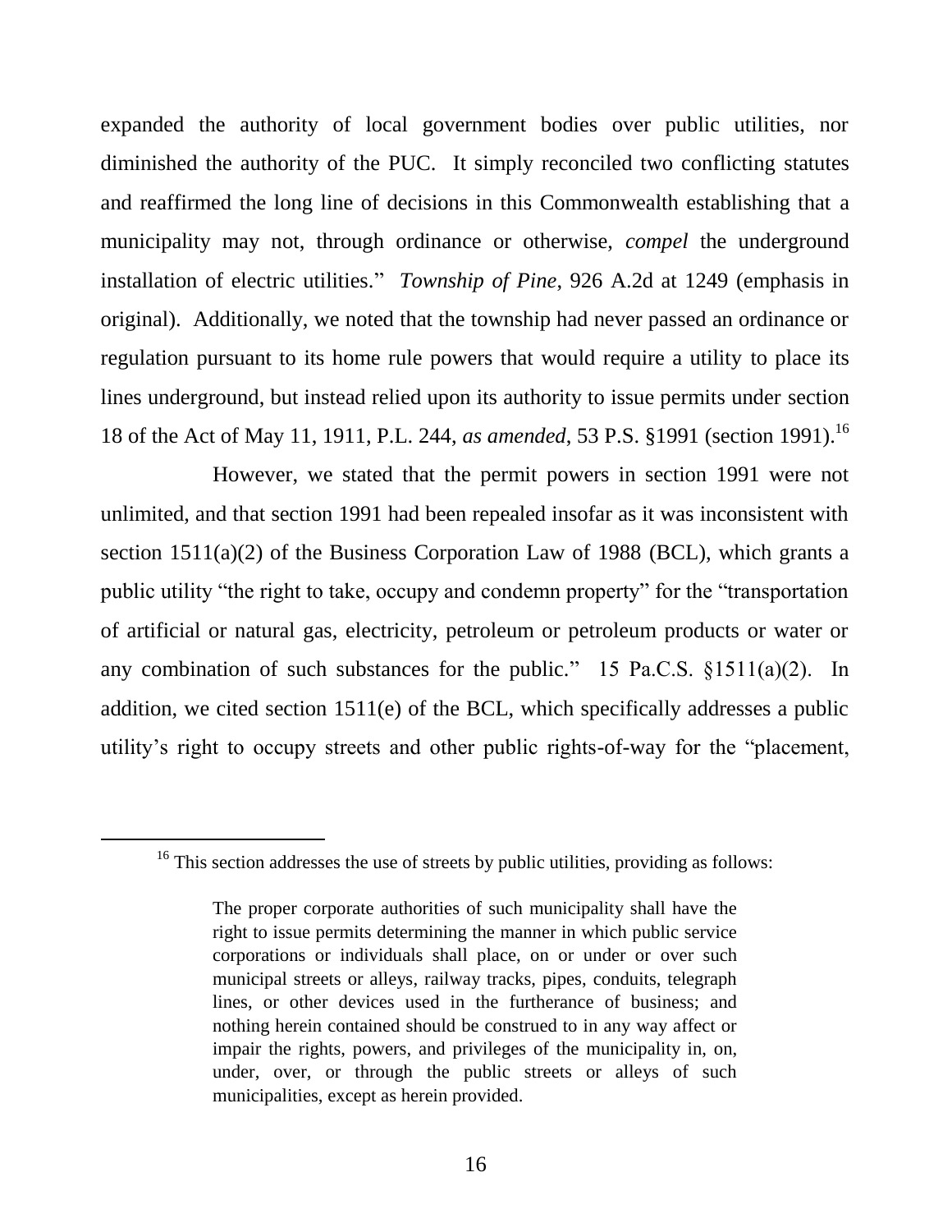expanded the authority of local government bodies over public utilities, nor diminished the authority of the PUC. It simply reconciled two conflicting statutes and reaffirmed the long line of decisions in this Commonwealth establishing that a municipality may not, through ordinance or otherwise, *compel* the underground installation of electric utilities." *Township of Pine*, 926 A.2d at 1249 (emphasis in original). Additionally, we noted that the township had never passed an ordinance or regulation pursuant to its home rule powers that would require a utility to place its lines underground, but instead relied upon its authority to issue permits under section 18 of the Act of May 11, 1911, P.L. 244, *as amended*, 53 P.S. §1991 (section 1991).[16]

However, we stated that the permit powers in section 1991 were not unlimited, and that section 1991 had been repealed insofar as it was inconsistent with section 1511(a)(2) of the Business Corporation Law of 1988 (BCL), which grants a public utility "the right to take, occupy and condemn property" for the "transportation of artificial or natural gas, electricity, petroleum or petroleum products or water or any combination of such substances for the public." 15 Pa.C.S. §1511(a)(2). In addition, we cited section 1511(e) of the BCL, which specifically addresses a public utility's right to occupy streets and other public rights-of-way for the "placement,

---

[16] This section addresses the use of streets by public utilities, providing as follows:

> The proper corporate authorities of such municipality shall have the right to issue permits determining the manner in which public service corporations or individuals shall place, on or under or over such municipal streets or alleys, railway tracks, pipes, conduits, telegraph lines, or other devices used in the furtherance of business; and nothing herein contained should be construed to in any way affect or impair the rights, powers, and privileges of the municipality in, on, under, over, or through the public streets or alleys of such municipalities, except as herein provided.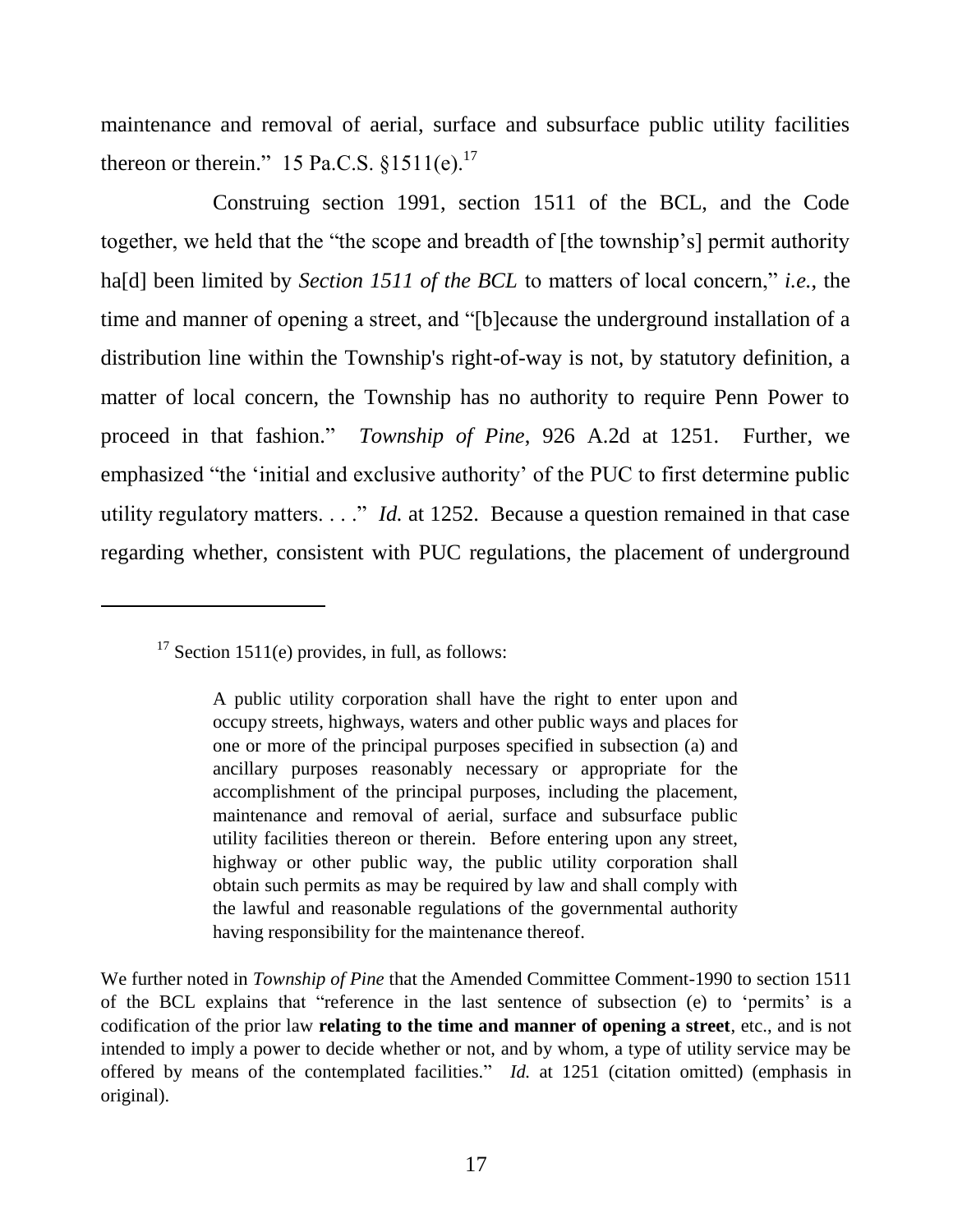maintenance and removal of aerial, surface and subsurface public utility facilities thereon or therein." 15 Pa.C.S. §1511(e).[17]

Construing section 1991, section 1511 of the BCL, and the Code together, we held that the "the scope and breadth of [the township's] permit authority ha[d] been limited by *Section 1511 of the BCL* to matters of local concern," *i.e.*, the time and manner of opening a street, and "[b]ecause the underground installation of a distribution line within the Township's right-of-way is not, by statutory definition, a matter of local concern, the Township has no authority to require Penn Power to proceed in that fashion." *Township of Pine*, 926 A.2d at 1251. Further, we emphasized "the 'initial and exclusive authority' of the PUC to first determine public utility regulatory matters. . . ." *Id.* at 1252. Because a question remained in that case regarding whether, consistent with PUC regulations, the placement of underground

---

[17] Section 1511(e) provides, in full, as follows:

> A public utility corporation shall have the right to enter upon and occupy streets, highways, waters and other public ways and places for one or more of the principal purposes specified in subsection (a) and ancillary purposes reasonably necessary or appropriate for the accomplishment of the principal purposes, including the placement, maintenance and removal of aerial, surface and subsurface public utility facilities thereon or therein. Before entering upon any street, highway or other public way, the public utility corporation shall obtain such permits as may be required by law and shall comply with the lawful and reasonable regulations of the governmental authority having responsibility for the maintenance thereof.

We further noted in *Township of Pine* that the Amended Committee Comment-1990 to section 1511 of the BCL explains that "reference in the last sentence of subsection (e) to 'permits' is a codification of the prior law **relating to the time and manner of opening a street**, etc., and is not intended to imply a power to decide whether or not, and by whom, a type of utility service may be offered by means of the contemplated facilities." *Id.* at 1251 (citation omitted) (emphasis in original).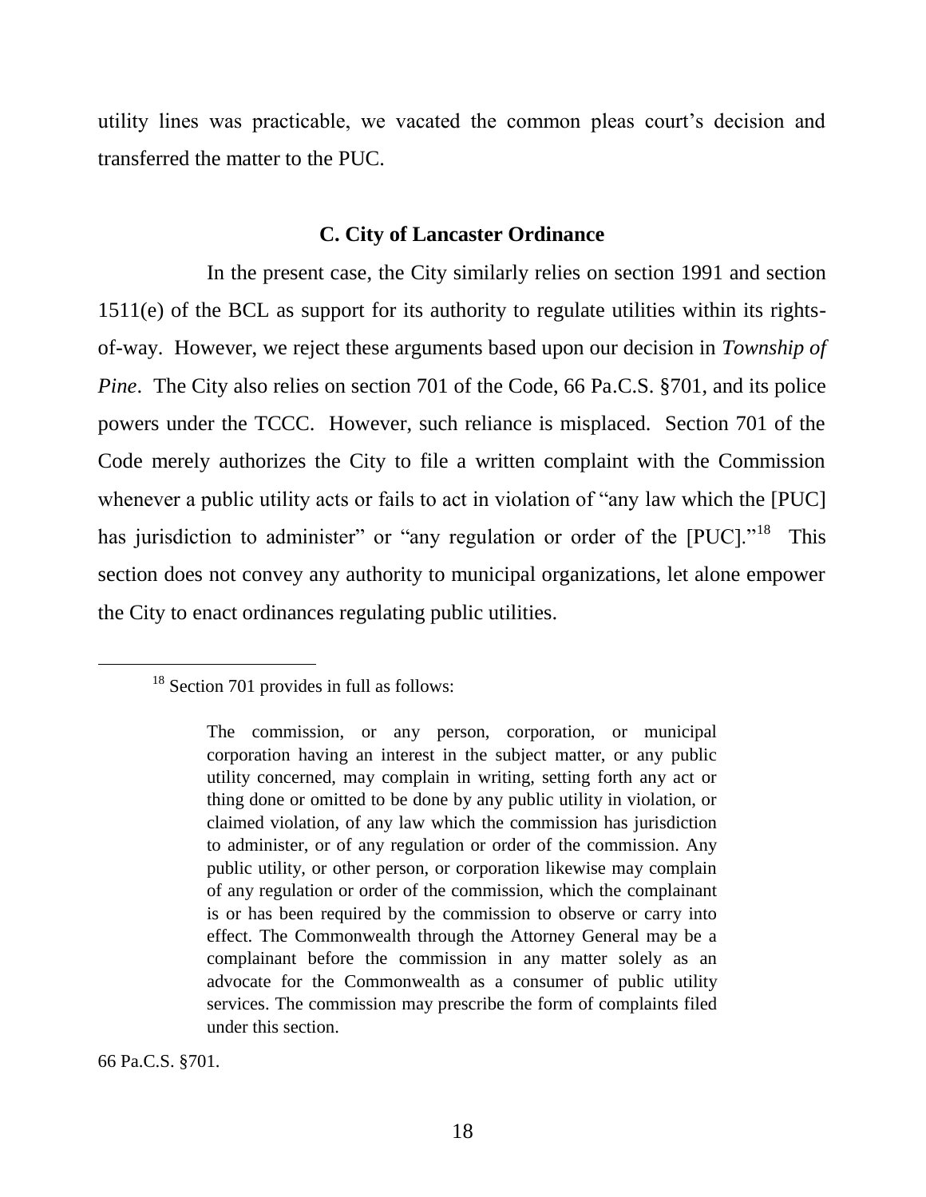utility lines was practicable, we vacated the common pleas court's decision and transferred the matter to the PUC.

### C. City of Lancaster Ordinance

In the present case, the City similarly relies on section 1991 and section 1511(e) of the BCL as support for its authority to regulate utilities within its rights-of-way. However, we reject these arguments based upon our decision in *Township of Pine*. The City also relies on section 701 of the Code, 66 Pa.C.S. §701, and its police powers under the TCCC. However, such reliance is misplaced. Section 701 of the Code merely authorizes the City to file a written complaint with the Commission whenever a public utility acts or fails to act in violation of "any law which the [PUC] has jurisdiction to administer" or "any regulation or order of the [PUC]."[18] This section does not convey any authority to municipal organizations, let alone empower the City to enact ordinances regulating public utilities.

---

[18] Section 701 provides in full as follows:

> The commission, or any person, corporation, or municipal corporation having an interest in the subject matter, or any public utility concerned, may complain in writing, setting forth any act or thing done or omitted to be done by any public utility in violation, or claimed violation, of any law which the commission has jurisdiction to administer, or of any regulation or order of the commission. Any public utility, or other person, or corporation likewise may complain of any regulation or order of the commission, which the complainant is or has been required by the commission to observe or carry into effect. The Commonwealth through the Attorney General may be a complainant before the commission in any matter solely as an advocate for the Commonwealth as a consumer of public utility services. The commission may prescribe the form of complaints filed under this section.

66 Pa.C.S. §701.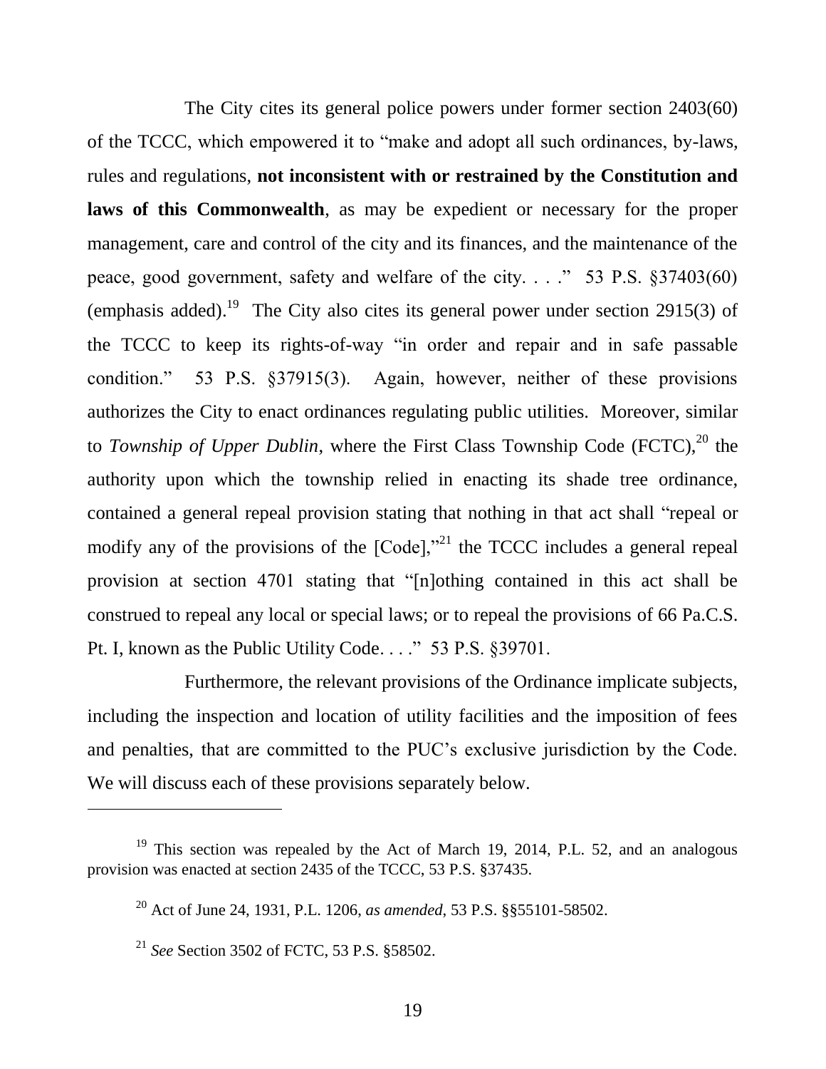The City cites its general police powers under former section 2403(60) of the TCCC, which empowered it to "make and adopt all such ordinances, by-laws, rules and regulations, **not inconsistent with or restrained by the Constitution and laws of this Commonwealth**, as may be expedient or necessary for the proper management, care and control of the city and its finances, and the maintenance of the peace, good government, safety and welfare of the city. . . ." 53 P.S. §37403(60) (emphasis added).[19] The City also cites its general power under section 2915(3) of the TCCC to keep its rights-of-way "in order and repair and in safe passable condition." 53 P.S. §37915(3). Again, however, neither of these provisions authorizes the City to enact ordinances regulating public utilities. Moreover, similar to *Township of Upper Dublin*, where the First Class Township Code (FCTC),[20] the authority upon which the township relied in enacting its shade tree ordinance, contained a general repeal provision stating that nothing in that act shall "repeal or modify any of the provisions of the [Code],"[21] the TCCC includes a general repeal provision at section 4701 stating that "[n]othing contained in this act shall be construed to repeal any local or special laws; or to repeal the provisions of 66 Pa.C.S. Pt. I, known as the Public Utility Code. . . ." 53 P.S. §39701.

Furthermore, the relevant provisions of the Ordinance implicate subjects, including the inspection and location of utility facilities and the imposition of fees and penalties, that are committed to the PUC's exclusive jurisdiction by the Code. We will discuss each of these provisions separately below.

---

[19] This section was repealed by the Act of March 19, 2014, P.L. 52, and an analogous provision was enacted at section 2435 of the TCCC, 53 P.S. §37435.

[20] Act of June 24, 1931, P.L. 1206, *as amended*, 53 P.S. §§55101-58502.

[21] *See* Section 3502 of FCTC, 53 P.S. §58502.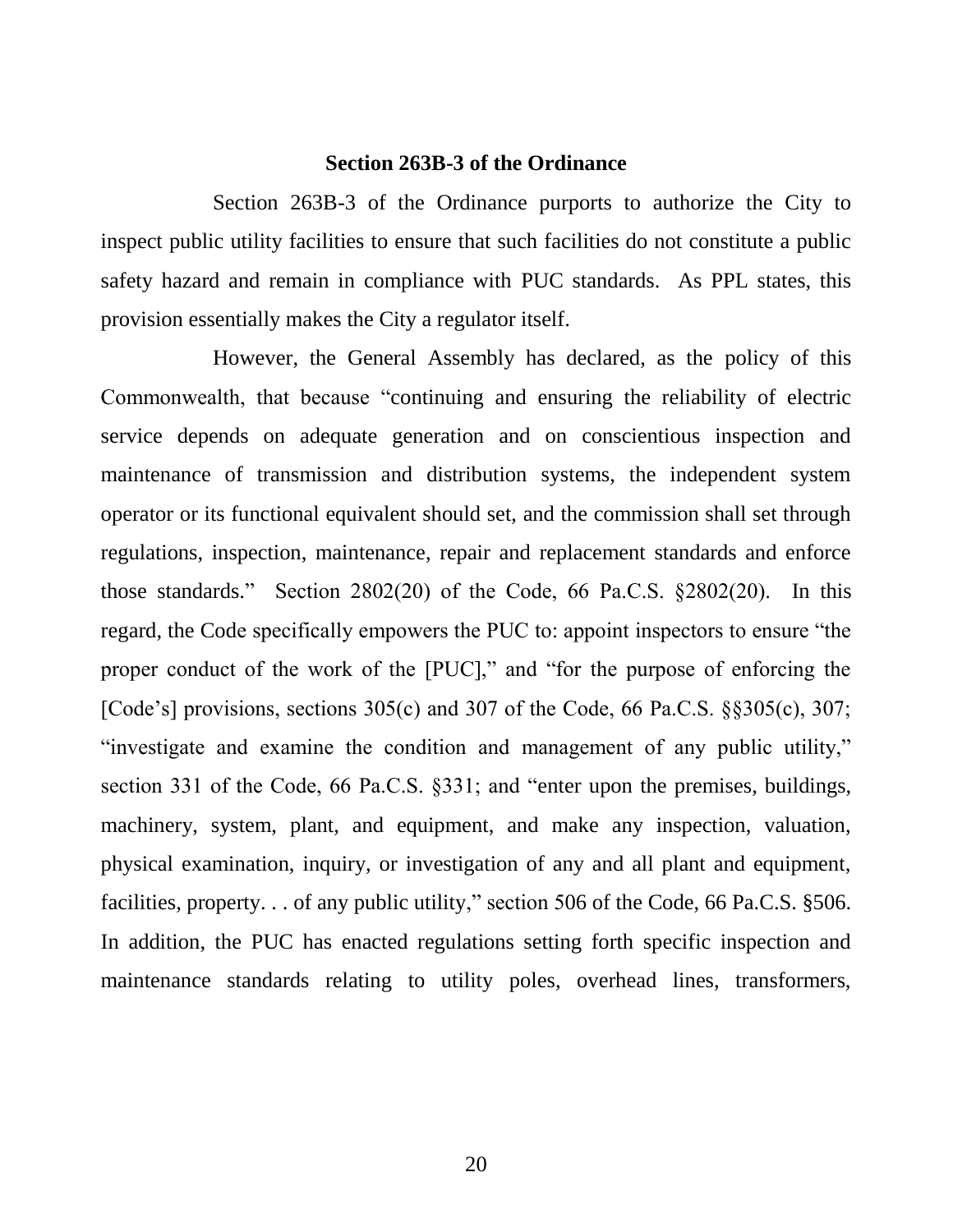**Section 263B-3 of the Ordinance**

Section 263B-3 of the Ordinance purports to authorize the City to inspect public utility facilities to ensure that such facilities do not constitute a public safety hazard and remain in compliance with PUC standards. As PPL states, this provision essentially makes the City a regulator itself.

However, the General Assembly has declared, as the policy of this Commonwealth, that because "continuing and ensuring the reliability of electric service depends on adequate generation and on conscientious inspection and maintenance of transmission and distribution systems, the independent system operator or its functional equivalent should set, and the commission shall set through regulations, inspection, maintenance, repair and replacement standards and enforce those standards." Section 2802(20) of the Code, 66 Pa.C.S. §2802(20). In this regard, the Code specifically empowers the PUC to: appoint inspectors to ensure "the proper conduct of the work of the [PUC]," and "for the purpose of enforcing the [Code's] provisions, sections 305(c) and 307 of the Code, 66 Pa.C.S. §§305(c), 307; "investigate and examine the condition and management of any public utility," section 331 of the Code, 66 Pa.C.S. §331; and "enter upon the premises, buildings, machinery, system, plant, and equipment, and make any inspection, valuation, physical examination, inquiry, or investigation of any and all plant and equipment, facilities, property. . . of any public utility," section 506 of the Code, 66 Pa.C.S. §506. In addition, the PUC has enacted regulations setting forth specific inspection and maintenance standards relating to utility poles, overhead lines, transformers,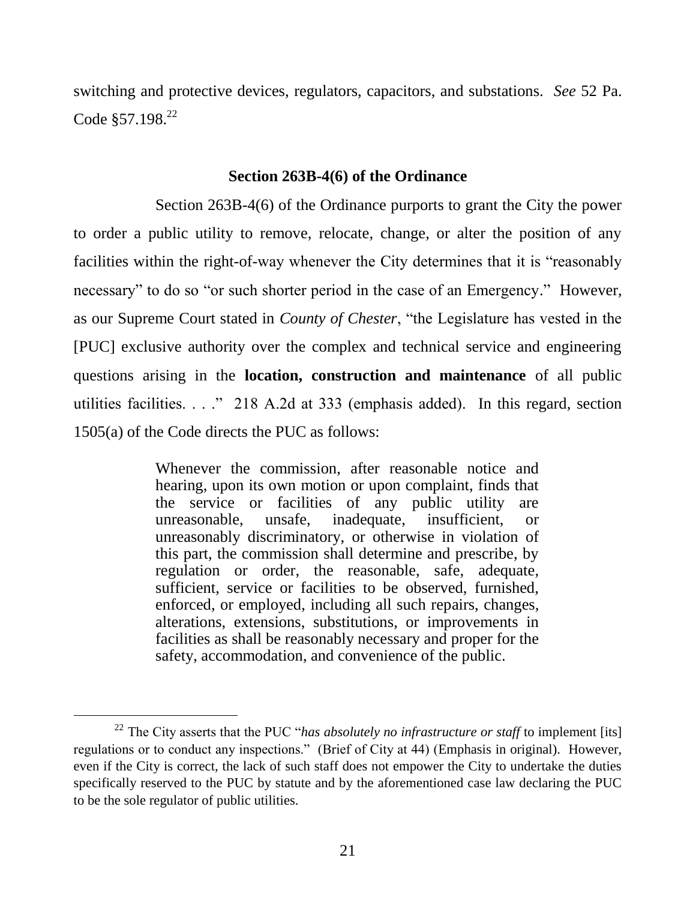switching and protective devices, regulators, capacitors, and substations. *See* 52 Pa. Code §57.198.[22]

### Section 263B-4(6) of the Ordinance

Section 263B-4(6) of the Ordinance purports to grant the City the power to order a public utility to remove, relocate, change, or alter the position of any facilities within the right-of-way whenever the City determines that it is "reasonably necessary" to do so "or such shorter period in the case of an Emergency." However, as our Supreme Court stated in *County of Chester*, "the Legislature has vested in the [PUC] exclusive authority over the complex and technical service and engineering questions arising in the **location, construction and maintenance** of all public utilities facilities. . . ." 218 A.2d at 333 (emphasis added). In this regard, section 1505(a) of the Code directs the PUC as follows:

> Whenever the commission, after reasonable notice and hearing, upon its own motion or upon complaint, finds that the service or facilities of any public utility are unreasonable, unsafe, inadequate, insufficient, or unreasonably discriminatory, or otherwise in violation of this part, the commission shall determine and prescribe, by regulation or order, the reasonable, safe, adequate, sufficient, service or facilities to be observed, furnished, enforced, or employed, including all such repairs, changes, alterations, extensions, substitutions, or improvements in facilities as shall be reasonably necessary and proper for the safety, accommodation, and convenience of the public.

---

[22] The City asserts that the PUC "*has absolutely no infrastructure or staff* to implement [its] regulations or to conduct any inspections." (Brief of City at 44) (Emphasis in original). However, even if the City is correct, the lack of such staff does not empower the City to undertake the duties specifically reserved to the PUC by statute and by the aforementioned case law declaring the PUC to be the sole regulator of public utilities.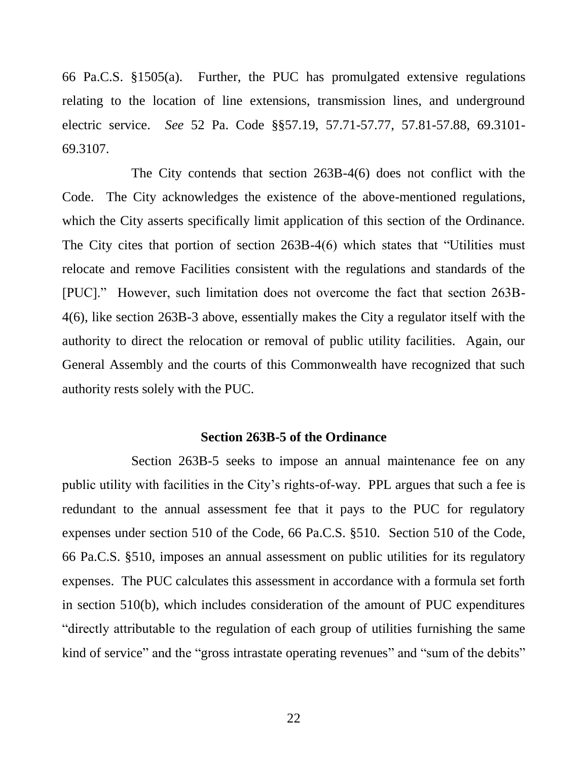66 Pa.C.S. §1505(a). Further, the PUC has promulgated extensive regulations relating to the location of line extensions, transmission lines, and underground electric service. *See* 52 Pa. Code §§57.19, 57.71-57.77, 57.81-57.88, 69.3101-69.3107.

The City contends that section 263B-4(6) does not conflict with the Code. The City acknowledges the existence of the above-mentioned regulations, which the City asserts specifically limit application of this section of the Ordinance. The City cites that portion of section 263B-4(6) which states that "Utilities must relocate and remove Facilities consistent with the regulations and standards of the [PUC]." However, such limitation does not overcome the fact that section 263B-4(6), like section 263B-3 above, essentially makes the City a regulator itself with the authority to direct the relocation or removal of public utility facilities. Again, our General Assembly and the courts of this Commonwealth have recognized that such authority rests solely with the PUC.

**Section 263B-5 of the Ordinance**

Section 263B-5 seeks to impose an annual maintenance fee on any public utility with facilities in the City's rights-of-way. PPL argues that such a fee is redundant to the annual assessment fee that it pays to the PUC for regulatory expenses under section 510 of the Code, 66 Pa.C.S. §510. Section 510 of the Code, 66 Pa.C.S. §510, imposes an annual assessment on public utilities for its regulatory expenses. The PUC calculates this assessment in accordance with a formula set forth in section 510(b), which includes consideration of the amount of PUC expenditures "directly attributable to the regulation of each group of utilities furnishing the same kind of service" and the "gross intrastate operating revenues" and "sum of the debits"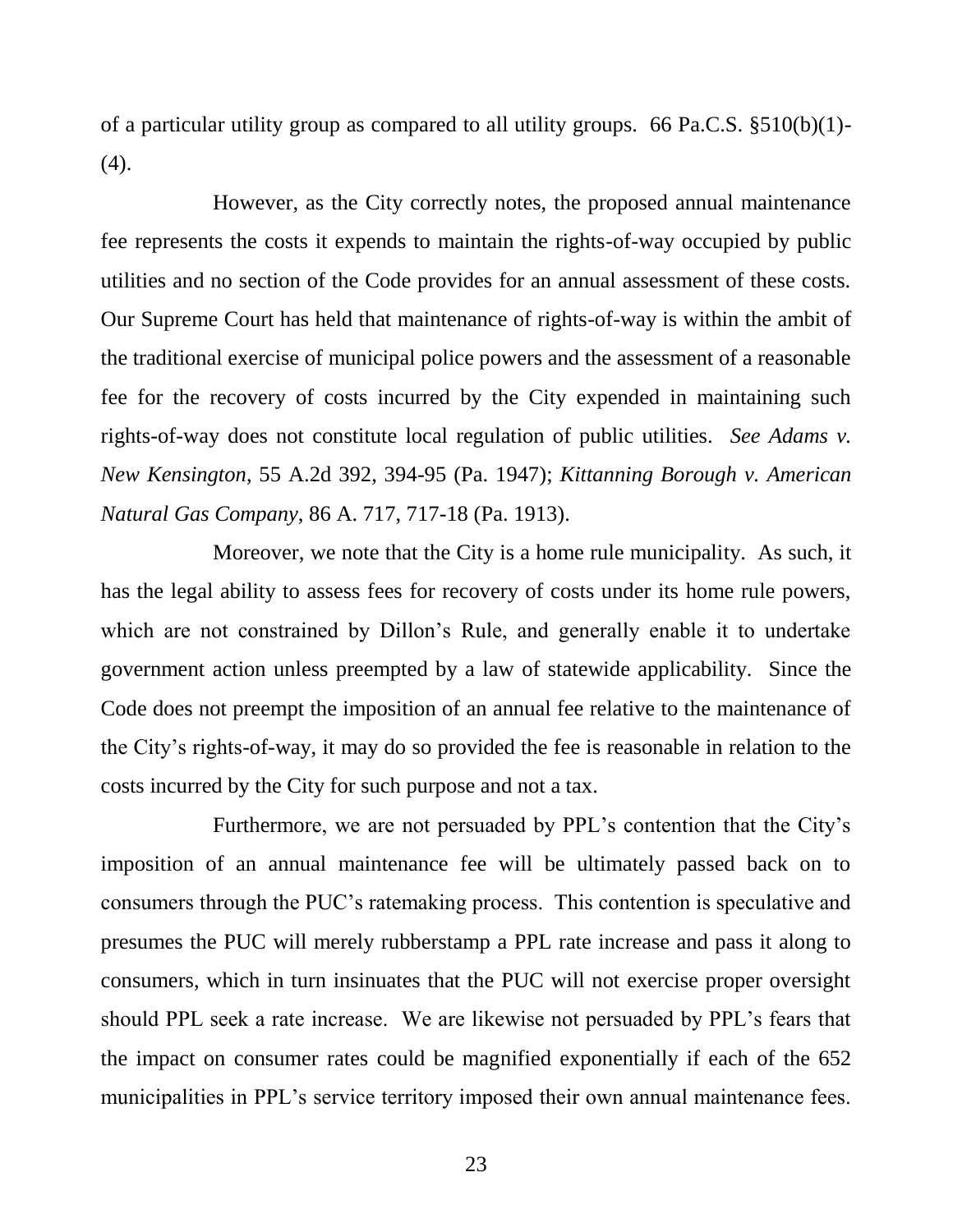of a particular utility group as compared to all utility groups. 66 Pa.C.S. §510(b)(1)-(4).

However, as the City correctly notes, the proposed annual maintenance fee represents the costs it expends to maintain the rights-of-way occupied by public utilities and no section of the Code provides for an annual assessment of these costs. Our Supreme Court has held that maintenance of rights-of-way is within the ambit of the traditional exercise of municipal police powers and the assessment of a reasonable fee for the recovery of costs incurred by the City expended in maintaining such rights-of-way does not constitute local regulation of public utilities. *See Adams v. New Kensington,* 55 A.2d 392, 394-95 (Pa. 1947); *Kittanning Borough v. American Natural Gas Company*, 86 A. 717, 717-18 (Pa. 1913).

Moreover, we note that the City is a home rule municipality. As such, it has the legal ability to assess fees for recovery of costs under its home rule powers, which are not constrained by Dillon's Rule, and generally enable it to undertake government action unless preempted by a law of statewide applicability. Since the Code does not preempt the imposition of an annual fee relative to the maintenance of the City's rights-of-way, it may do so provided the fee is reasonable in relation to the costs incurred by the City for such purpose and not a tax.

Furthermore, we are not persuaded by PPL's contention that the City's imposition of an annual maintenance fee will be ultimately passed back on to consumers through the PUC's ratemaking process. This contention is speculative and presumes the PUC will merely rubberstamp a PPL rate increase and pass it along to consumers, which in turn insinuates that the PUC will not exercise proper oversight should PPL seek a rate increase. We are likewise not persuaded by PPL's fears that the impact on consumer rates could be magnified exponentially if each of the 652 municipalities in PPL's service territory imposed their own annual maintenance fees.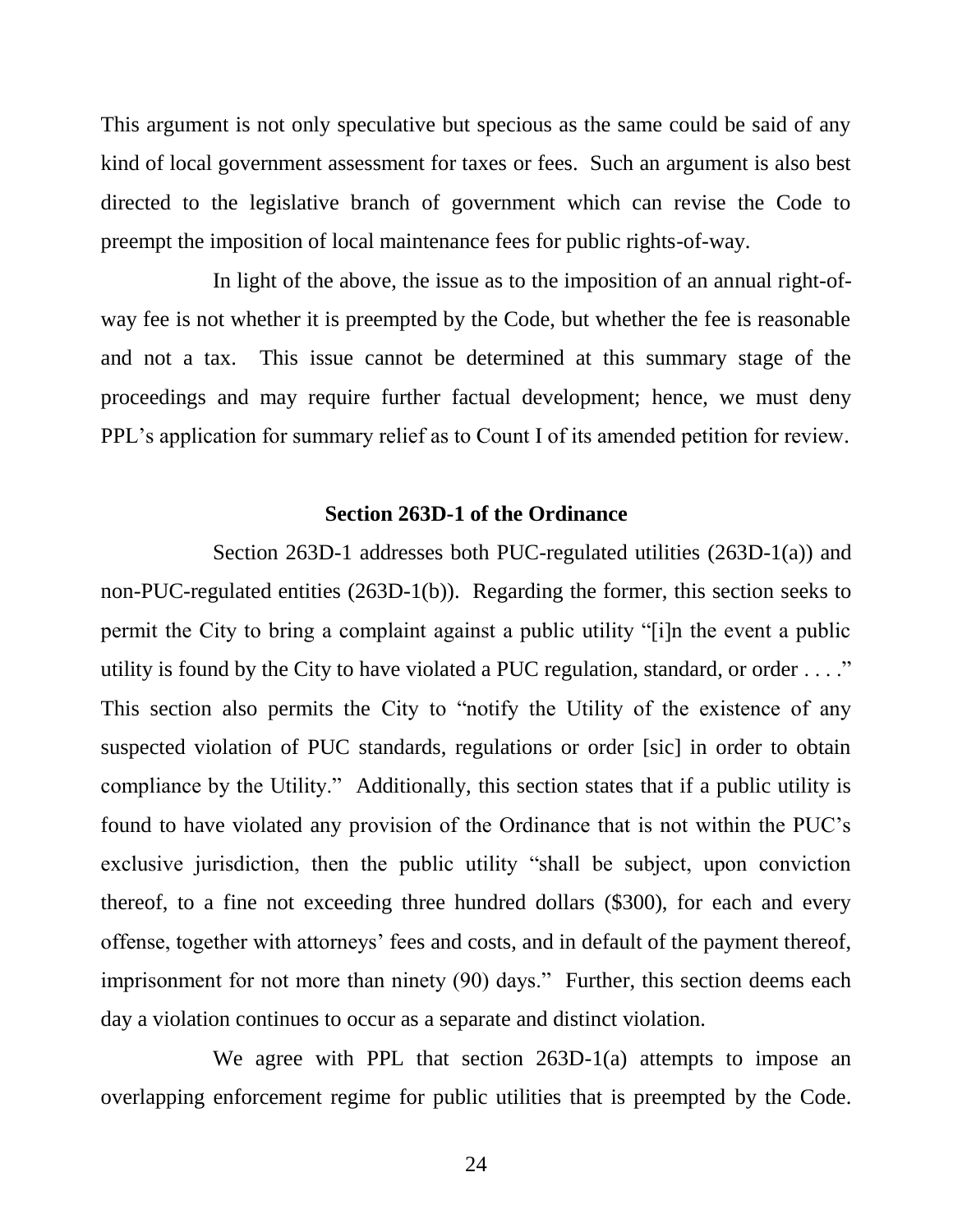This argument is not only speculative but specious as the same could be said of any kind of local government assessment for taxes or fees. Such an argument is also best directed to the legislative branch of government which can revise the Code to preempt the imposition of local maintenance fees for public rights-of-way.

In light of the above, the issue as to the imposition of an annual right-of-way fee is not whether it is preempted by the Code, but whether the fee is reasonable and not a tax. This issue cannot be determined at this summary stage of the proceedings and may require further factual development; hence, we must deny PPL's application for summary relief as to Count I of its amended petition for review.

**Section 263D-1 of the Ordinance**

Section 263D-1 addresses both PUC-regulated utilities (263D-1(a)) and non-PUC-regulated entities (263D-1(b)). Regarding the former, this section seeks to permit the City to bring a complaint against a public utility "[i]n the event a public utility is found by the City to have violated a PUC regulation, standard, or order . . . ." This section also permits the City to "notify the Utility of the existence of any suspected violation of PUC standards, regulations or order [sic] in order to obtain compliance by the Utility." Additionally, this section states that if a public utility is found to have violated any provision of the Ordinance that is not within the PUC's exclusive jurisdiction, then the public utility "shall be subject, upon conviction thereof, to a fine not exceeding three hundred dollars ($300), for each and every offense, together with attorneys' fees and costs, and in default of the payment thereof, imprisonment for not more than ninety (90) days." Further, this section deems each day a violation continues to occur as a separate and distinct violation.

We agree with PPL that section 263D-1(a) attempts to impose an overlapping enforcement regime for public utilities that is preempted by the Code.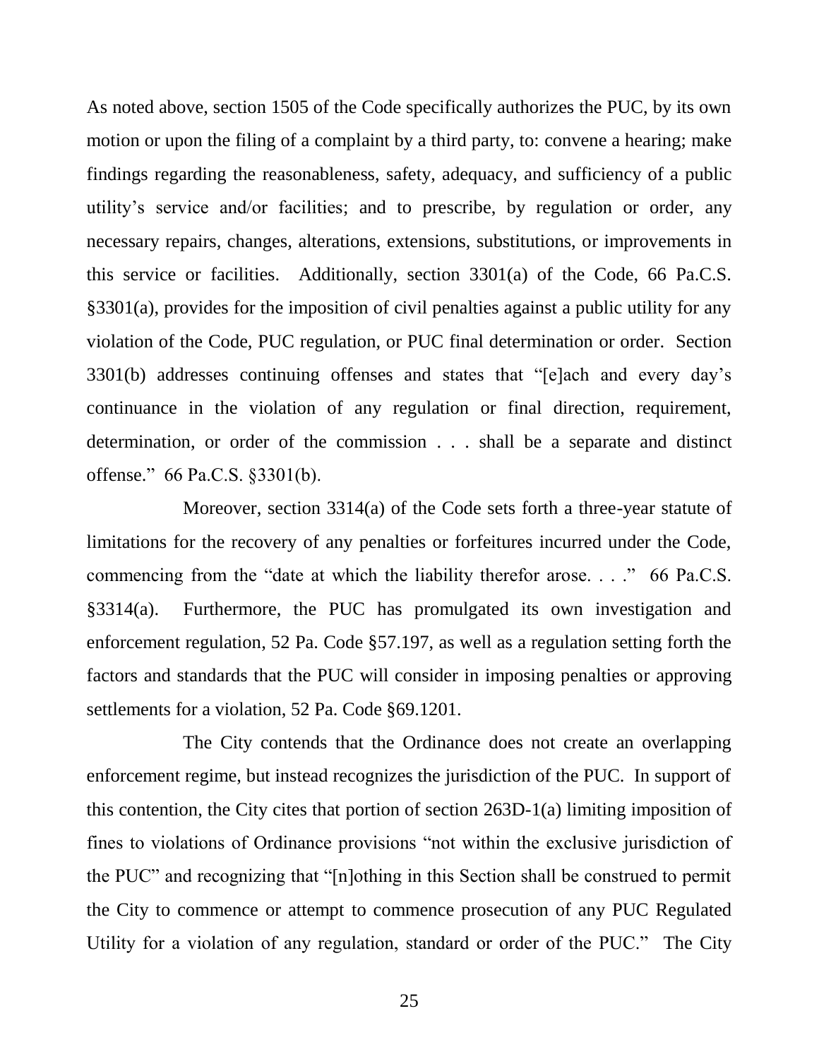As noted above, section 1505 of the Code specifically authorizes the PUC, by its own motion or upon the filing of a complaint by a third party, to: convene a hearing; make findings regarding the reasonableness, safety, adequacy, and sufficiency of a public utility's service and/or facilities; and to prescribe, by regulation or order, any necessary repairs, changes, alterations, extensions, substitutions, or improvements in this service or facilities. Additionally, section 3301(a) of the Code, 66 Pa.C.S. §3301(a), provides for the imposition of civil penalties against a public utility for any violation of the Code, PUC regulation, or PUC final determination or order. Section 3301(b) addresses continuing offenses and states that "[e]ach and every day's continuance in the violation of any regulation or final direction, requirement, determination, or order of the commission . . . shall be a separate and distinct offense." 66 Pa.C.S. §3301(b).

Moreover, section 3314(a) of the Code sets forth a three-year statute of limitations for the recovery of any penalties or forfeitures incurred under the Code, commencing from the "date at which the liability therefor arose. . . ." 66 Pa.C.S. §3314(a). Furthermore, the PUC has promulgated its own investigation and enforcement regulation, 52 Pa. Code §57.197, as well as a regulation setting forth the factors and standards that the PUC will consider in imposing penalties or approving settlements for a violation, 52 Pa. Code §69.1201.

The City contends that the Ordinance does not create an overlapping enforcement regime, but instead recognizes the jurisdiction of the PUC. In support of this contention, the City cites that portion of section 263D-1(a) limiting imposition of fines to violations of Ordinance provisions "not within the exclusive jurisdiction of the PUC" and recognizing that "[n]othing in this Section shall be construed to permit the City to commence or attempt to commence prosecution of any PUC Regulated Utility for a violation of any regulation, standard or order of the PUC." The City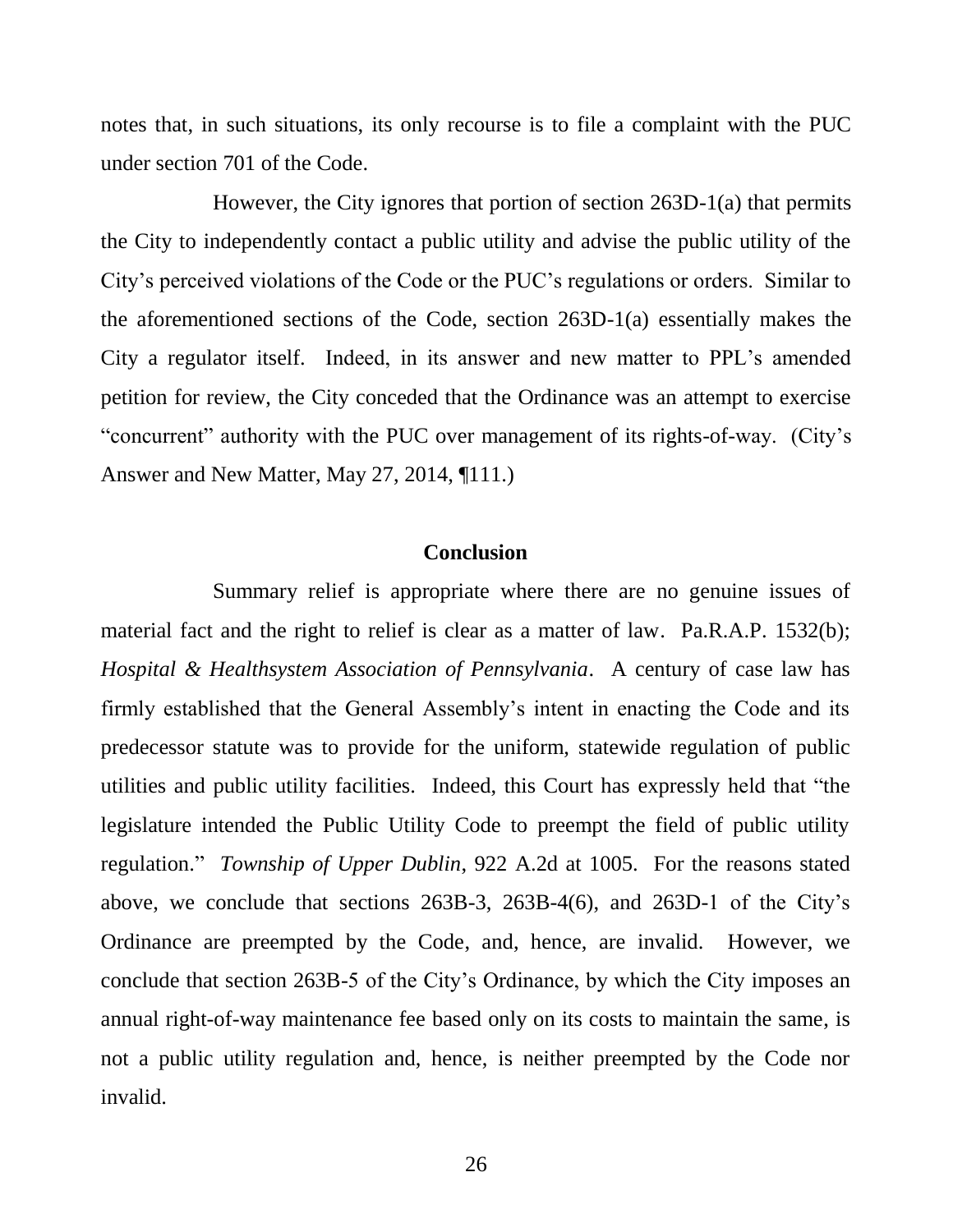notes that, in such situations, its only recourse is to file a complaint with the PUC under section 701 of the Code.

However, the City ignores that portion of section 263D-1(a) that permits the City to independently contact a public utility and advise the public utility of the City's perceived violations of the Code or the PUC's regulations or orders. Similar to the aforementioned sections of the Code, section 263D-1(a) essentially makes the City a regulator itself. Indeed, in its answer and new matter to PPL's amended petition for review, the City conceded that the Ordinance was an attempt to exercise "concurrent" authority with the PUC over management of its rights-of-way. (City's Answer and New Matter, May 27, 2014, ¶111.)

## Conclusion

Summary relief is appropriate where there are no genuine issues of material fact and the right to relief is clear as a matter of law. Pa.R.A.P. 1532(b); *Hospital & Healthsystem Association of Pennsylvania*. A century of case law has firmly established that the General Assembly's intent in enacting the Code and its predecessor statute was to provide for the uniform, statewide regulation of public utilities and public utility facilities. Indeed, this Court has expressly held that "the legislature intended the Public Utility Code to preempt the field of public utility regulation." *Township of Upper Dublin*, 922 A.2d at 1005. For the reasons stated above, we conclude that sections 263B-3, 263B-4(6), and 263D-1 of the City's Ordinance are preempted by the Code, and, hence, are invalid. However, we conclude that section 263B-5 of the City's Ordinance, by which the City imposes an annual right-of-way maintenance fee based only on its costs to maintain the same, is not a public utility regulation and, hence, is neither preempted by the Code nor invalid.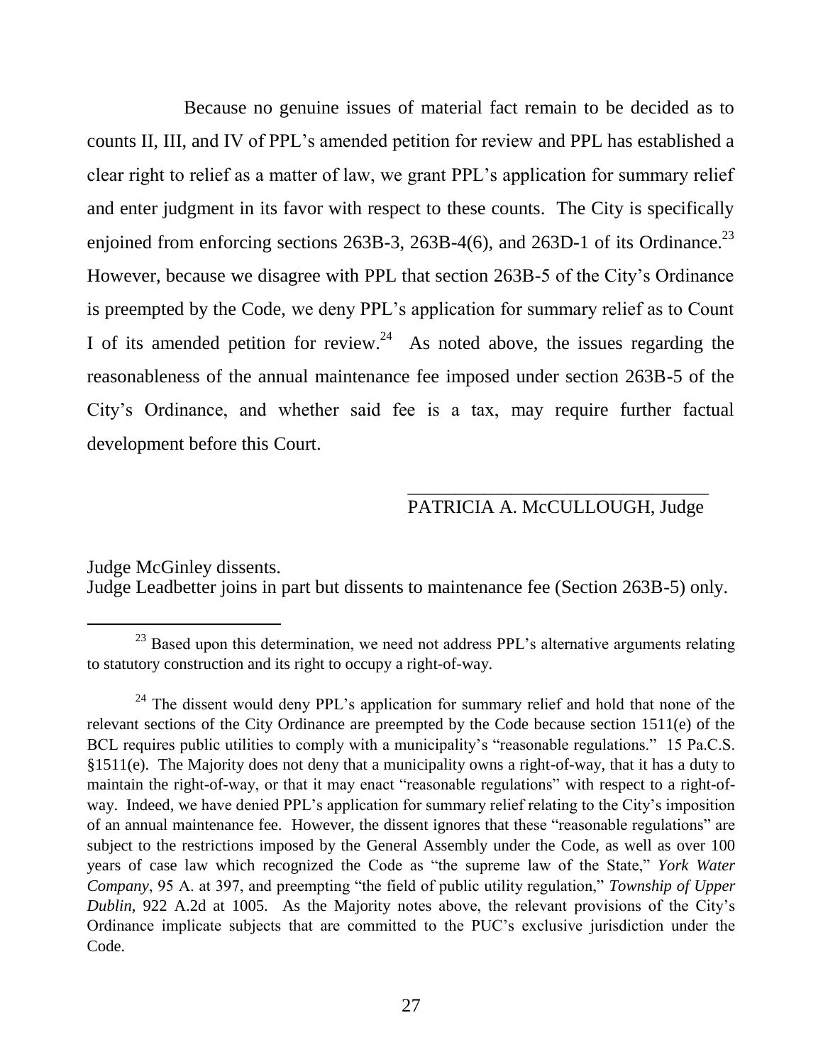Because no genuine issues of material fact remain to be decided as to counts II, III, and IV of PPL's amended petition for review and PPL has established a clear right to relief as a matter of law, we grant PPL's application for summary relief and enter judgment in its favor with respect to these counts. The City is specifically enjoined from enforcing sections 263B-3, 263B-4(6), and 263D-1 of its Ordinance.[23] However, because we disagree with PPL that section 263B-5 of the City's Ordinance is preempted by the Code, we deny PPL's application for summary relief as to Count I of its amended petition for review.[24] As noted above, the issues regarding the reasonableness of the annual maintenance fee imposed under section 263B-5 of the City's Ordinance, and whether said fee is a tax, may require further factual development before this Court.

\_\_\_\_\_\_\_\_\_\_\_\_\_\_\_\_\_\_\_\_\_\_\_\_\_\_\_\_\_\_\_\_

PATRICIA A. McCULLOUGH, Judge

Judge McGinley dissents.

Judge Leadbetter joins in part but dissents to maintenance fee (Section 263B-5) only.

---

[23] Based upon this determination, we need not address PPL's alternative arguments relating to statutory construction and its right to occupy a right-of-way.

[24] The dissent would deny PPL's application for summary relief and hold that none of the relevant sections of the City Ordinance are preempted by the Code because section 1511(e) of the BCL requires public utilities to comply with a municipality's "reasonable regulations." 15 Pa.C.S. §1511(e). The Majority does not deny that a municipality owns a right-of-way, that it has a duty to maintain the right-of-way, or that it may enact "reasonable regulations" with respect to a right-of-way. Indeed, we have denied PPL's application for summary relief relating to the City's imposition of an annual maintenance fee. However, the dissent ignores that these "reasonable regulations" are subject to the restrictions imposed by the General Assembly under the Code, as well as over 100 years of case law which recognized the Code as "the supreme law of the State," *York Water Company*, 95 A. at 397, and preempting "the field of public utility regulation," *Township of Upper Dublin*, 922 A.2d at 1005. As the Majority notes above, the relevant provisions of the City's Ordinance implicate subjects that are committed to the PUC's exclusive jurisdiction under the Code.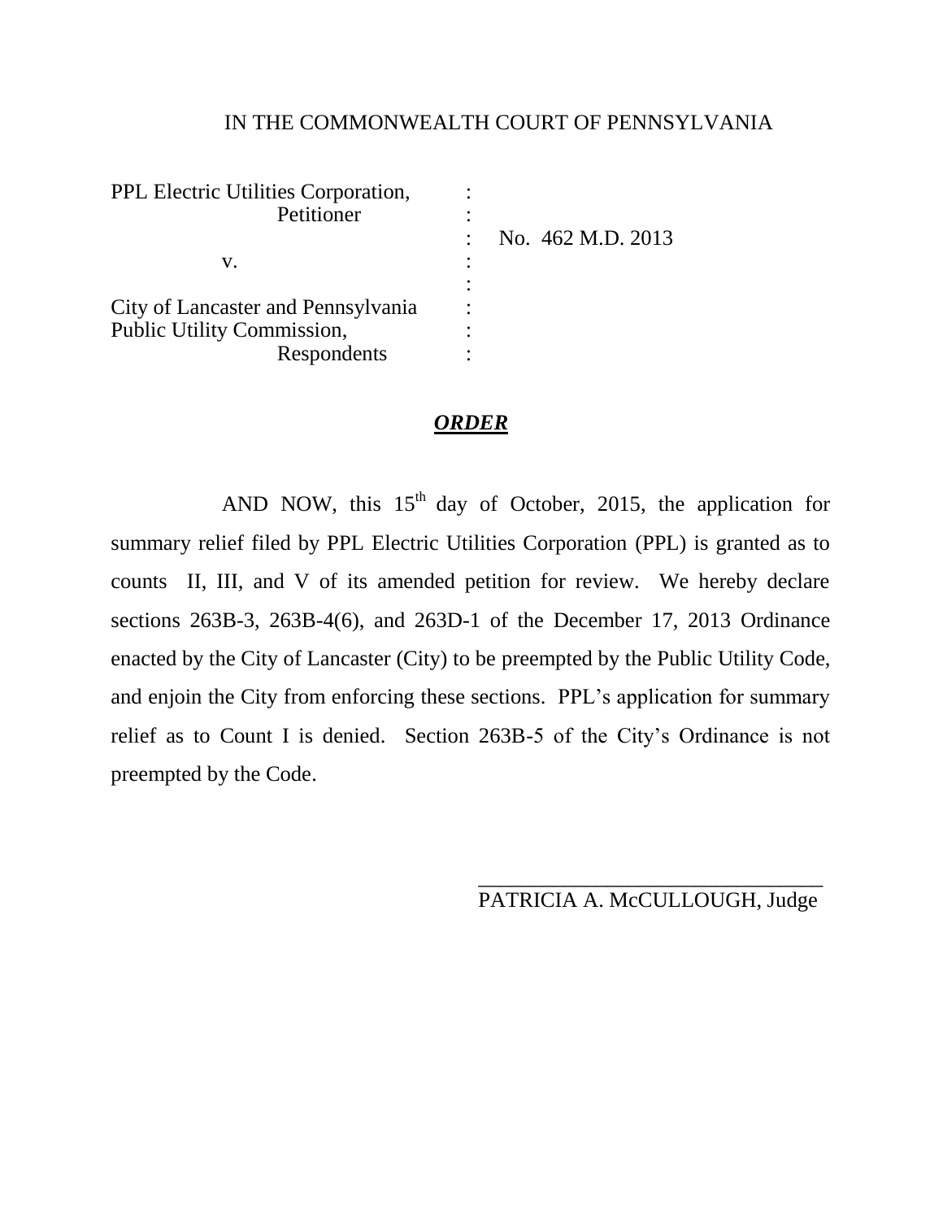IN THE COMMONWEALTH COURT OF PENNSYLVANIA

| | | |
|---|---|---|
| PPL Electric Utilities Corporation, Petitioner | : | |
| v. | : | No. 462 M.D. 2013 |
| City of Lancaster and Pennsylvania Public Utility Commission, Respondents | : | |

## ***ORDER***

AND NOW, this 15th day of October, 2015, the application for summary relief filed by PPL Electric Utilities Corporation (PPL) is granted as to counts II, III, and V of its amended petition for review. We hereby declare sections 263B-3, 263B-4(6), and 263D-1 of the December 17, 2013 Ordinance enacted by the City of Lancaster (City) to be preempted by the Public Utility Code, and enjoin the City from enforcing these sections. PPL's application for summary relief as to Count I is denied. Section 263B-5 of the City's Ordinance is not preempted by the Code.

\_\_\_\_\_\_\_\_\_\_\_\_\_\_\_\_\_\_\_\_\_\_\_\_\_\_\_\_\_\_\_\_

PATRICIA A. McCULLOUGH, Judge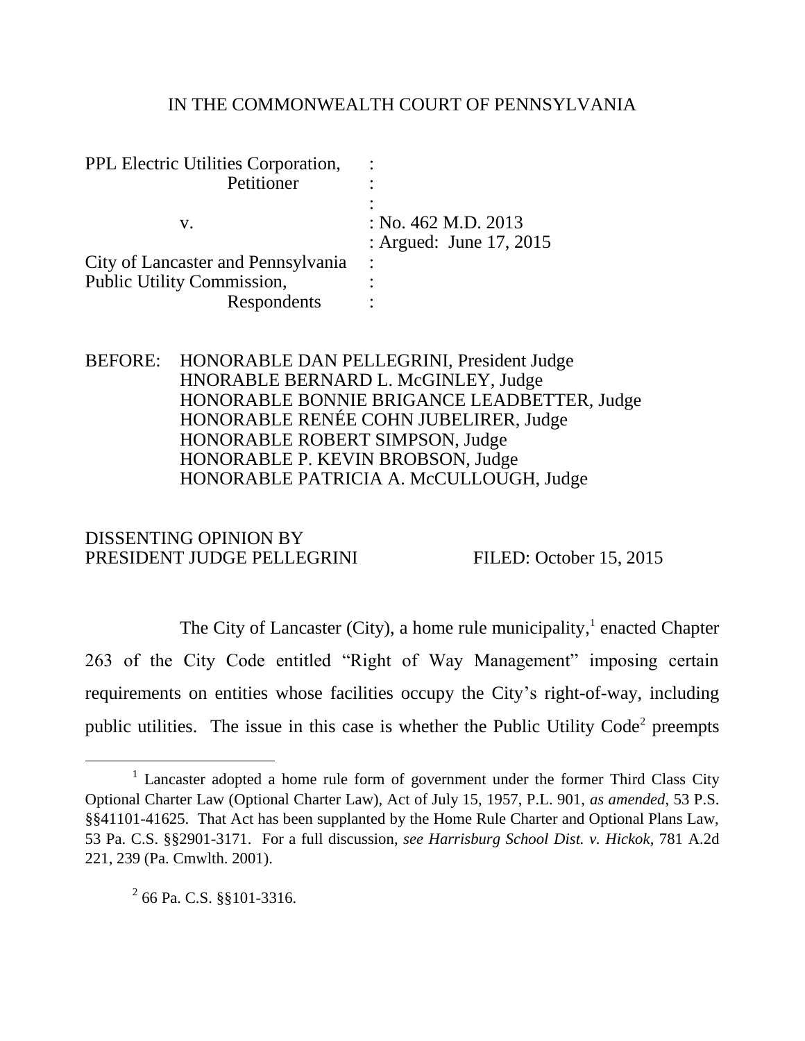IN THE COMMONWEALTH COURT OF PENNSYLVANIA

| | |
|---|---|
| PPL Electric Utilities Corporation, | : |
| Petitioner | : |
| | : |
| v. | : No. 462 M.D. 2013 |
| | : Argued: June 17, 2015 |
| City of Lancaster and Pennsylvania | : |
| Public Utility Commission, | : |
| Respondents | : |

BEFORE: HONORABLE DAN PELLEGRINI, President Judge
HNORABLE BERNARD L. McGINLEY, Judge
HONORABLE BONNIE BRIGANCE LEADBETTER, Judge
HONORABLE RENÉE COHN JUBELIRER, Judge
HONORABLE ROBERT SIMPSON, Judge
HONORABLE P. KEVIN BROBSON, Judge
HONORABLE PATRICIA A. McCULLOUGH, Judge

DISSENTING OPINION BY
PRESIDENT JUDGE PELLEGRINI FILED: October 15, 2015

The City of Lancaster (City), a home rule municipality,[1] enacted Chapter 263 of the City Code entitled "Right of Way Management" imposing certain requirements on entities whose facilities occupy the City's right-of-way, including public utilities. The issue in this case is whether the Public Utility Code[2] preempts

---

[1] Lancaster adopted a home rule form of government under the former Third Class City Optional Charter Law (Optional Charter Law), Act of July 15, 1957, P.L. 901, *as amended*, 53 P.S. §§41101-41625. That Act has been supplanted by the Home Rule Charter and Optional Plans Law, 53 Pa. C.S. §§2901-3171. For a full discussion, *see Harrisburg School Dist. v. Hickok*, 781 A.2d 221, 239 (Pa. Cmwlth. 2001).

[2] 66 Pa. C.S. §§101-3316.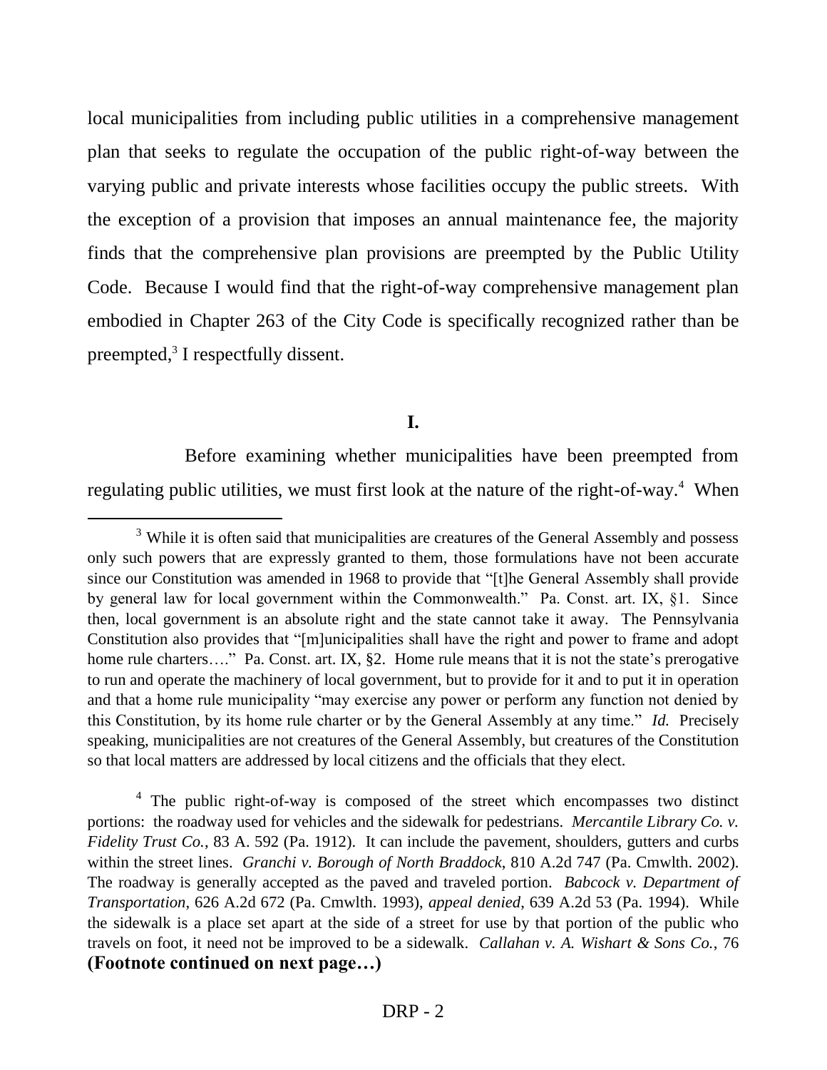local municipalities from including public utilities in a comprehensive management plan that seeks to regulate the occupation of the public right-of-way between the varying public and private interests whose facilities occupy the public streets. With the exception of a provision that imposes an annual maintenance fee, the majority finds that the comprehensive plan provisions are preempted by the Public Utility Code. Because I would find that the right-of-way comprehensive management plan embodied in Chapter 263 of the City Code is specifically recognized rather than be preempted,[3] I respectfully dissent.

## I.

Before examining whether municipalities have been preempted from regulating public utilities, we must first look at the nature of the right-of-way.[4] When

---

[3] While it is often said that municipalities are creatures of the General Assembly and possess only such powers that are expressly granted to them, those formulations have not been accurate since our Constitution was amended in 1968 to provide that "[t]he General Assembly shall provide by general law for local government within the Commonwealth." Pa. Const. art. IX, §1. Since then, local government is an absolute right and the state cannot take it away. The Pennsylvania Constitution also provides that "[m]unicipalities shall have the right and power to frame and adopt home rule charters…." Pa. Const. art. IX, §2. Home rule means that it is not the state's prerogative to run and operate the machinery of local government, but to provide for it and to put it in operation and that a home rule municipality "may exercise any power or perform any function not denied by this Constitution, by its home rule charter or by the General Assembly at any time." *Id.* Precisely speaking, municipalities are not creatures of the General Assembly, but creatures of the Constitution so that local matters are addressed by local citizens and the officials that they elect.

[4] The public right-of-way is composed of the street which encompasses two distinct portions: the roadway used for vehicles and the sidewalk for pedestrians. *Mercantile Library Co. v. Fidelity Trust Co.*, 83 A. 592 (Pa. 1912). It can include the pavement, shoulders, gutters and curbs within the street lines. *Granchi v. Borough of North Braddock*, 810 A.2d 747 (Pa. Cmwlth. 2002). The roadway is generally accepted as the paved and traveled portion. *Babcock v. Department of Transportation*, 626 A.2d 672 (Pa. Cmwlth. 1993), *appeal denied*, 639 A.2d 53 (Pa. 1994). While the sidewalk is a place set apart at the side of a street for use by that portion of the public who travels on foot, it need not be improved to be a sidewalk. *Callahan v. A. Wishart & Sons Co.*, 76

**(Footnote continued on next page…)**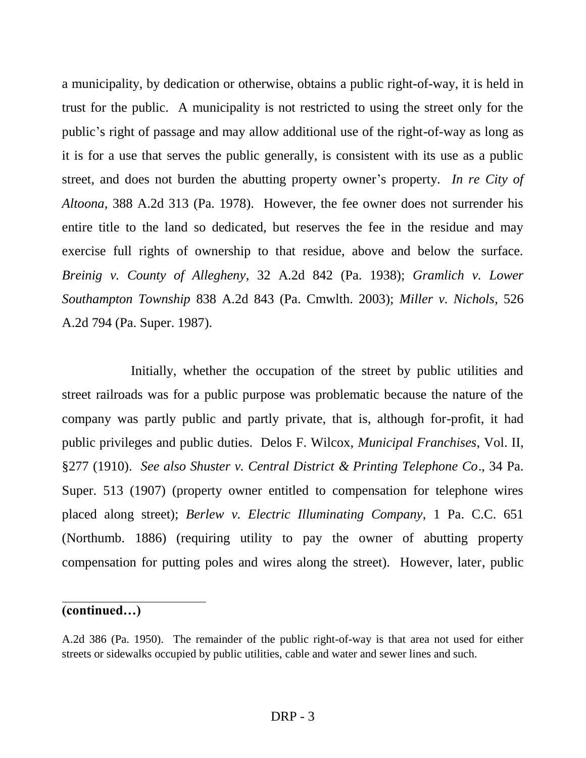a municipality, by dedication or otherwise, obtains a public right-of-way, it is held in trust for the public. A municipality is not restricted to using the street only for the public's right of passage and may allow additional use of the right-of-way as long as it is for a use that serves the public generally, is consistent with its use as a public street, and does not burden the abutting property owner's property. *In re City of Altoona*, 388 A.2d 313 (Pa. 1978). However, the fee owner does not surrender his entire title to the land so dedicated, but reserves the fee in the residue and may exercise full rights of ownership to that residue, above and below the surface. *Breinig v. County of Allegheny*, 32 A.2d 842 (Pa. 1938); *Gramlich v. Lower Southampton Township* 838 A.2d 843 (Pa. Cmwlth. 2003); *Miller v. Nichols*, 526 A.2d 794 (Pa. Super. 1987).

Initially, whether the occupation of the street by public utilities and street railroads was for a public purpose was problematic because the nature of the company was partly public and partly private, that is, although for-profit, it had public privileges and public duties. Delos F. Wilcox, *Municipal Franchises*, Vol. II, §277 (1910). *See also Shuster v. Central District & Printing Telephone Co*., 34 Pa. Super. 513 (1907) (property owner entitled to compensation for telephone wires placed along street); *Berlew v. Electric Illuminating Company*, 1 Pa. C.C. 651 (Northumb. 1886) (requiring utility to pay the owner of abutting property compensation for putting poles and wires along the street). However, later, public

---

**(continued…)**

A.2d 386 (Pa. 1950). The remainder of the public right-of-way is that area not used for either streets or sidewalks occupied by public utilities, cable and water and sewer lines and such.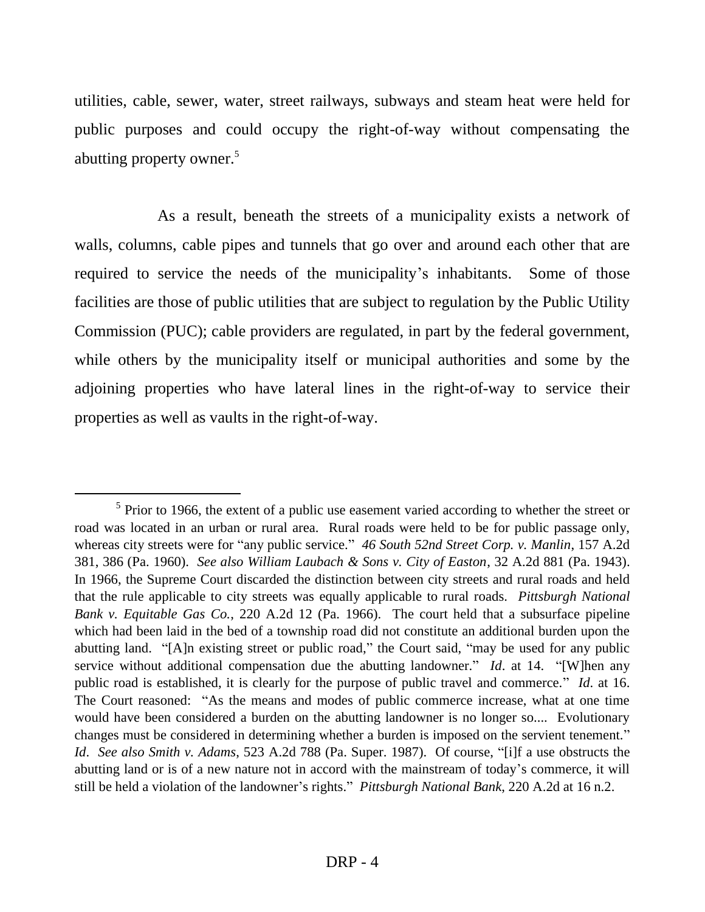utilities, cable, sewer, water, street railways, subways and steam heat were held for public purposes and could occupy the right-of-way without compensating the abutting property owner.[5]

As a result, beneath the streets of a municipality exists a network of walls, columns, cable pipes and tunnels that go over and around each other that are required to service the needs of the municipality's inhabitants. Some of those facilities are those of public utilities that are subject to regulation by the Public Utility Commission (PUC); cable providers are regulated, in part by the federal government, while others by the municipality itself or municipal authorities and some by the adjoining properties who have lateral lines in the right-of-way to service their properties as well as vaults in the right-of-way.

---

[5] Prior to 1966, the extent of a public use easement varied according to whether the street or road was located in an urban or rural area. Rural roads were held to be for public passage only, whereas city streets were for "any public service." *46 South 52nd Street Corp. v. Manlin*, 157 A.2d 381, 386 (Pa. 1960). *See also William Laubach & Sons v. City of Easton*, 32 A.2d 881 (Pa. 1943). In 1966, the Supreme Court discarded the distinction between city streets and rural roads and held that the rule applicable to city streets was equally applicable to rural roads. *Pittsburgh National Bank v. Equitable Gas Co.*, 220 A.2d 12 (Pa. 1966). The court held that a subsurface pipeline which had been laid in the bed of a township road did not constitute an additional burden upon the abutting land. "[A]n existing street or public road," the Court said, "may be used for any public service without additional compensation due the abutting landowner." *Id*. at 14. "[W]hen any public road is established, it is clearly for the purpose of public travel and commerce." *Id*. at 16. The Court reasoned: "As the means and modes of public commerce increase, what at one time would have been considered a burden on the abutting landowner is no longer so.... Evolutionary changes must be considered in determining whether a burden is imposed on the servient tenement." *Id*. *See also Smith v. Adams*, 523 A.2d 788 (Pa. Super. 1987). Of course, "[i]f a use obstructs the abutting land or is of a new nature not in accord with the mainstream of today's commerce, it will still be held a violation of the landowner's rights." *Pittsburgh National Bank*, 220 A.2d at 16 n.2.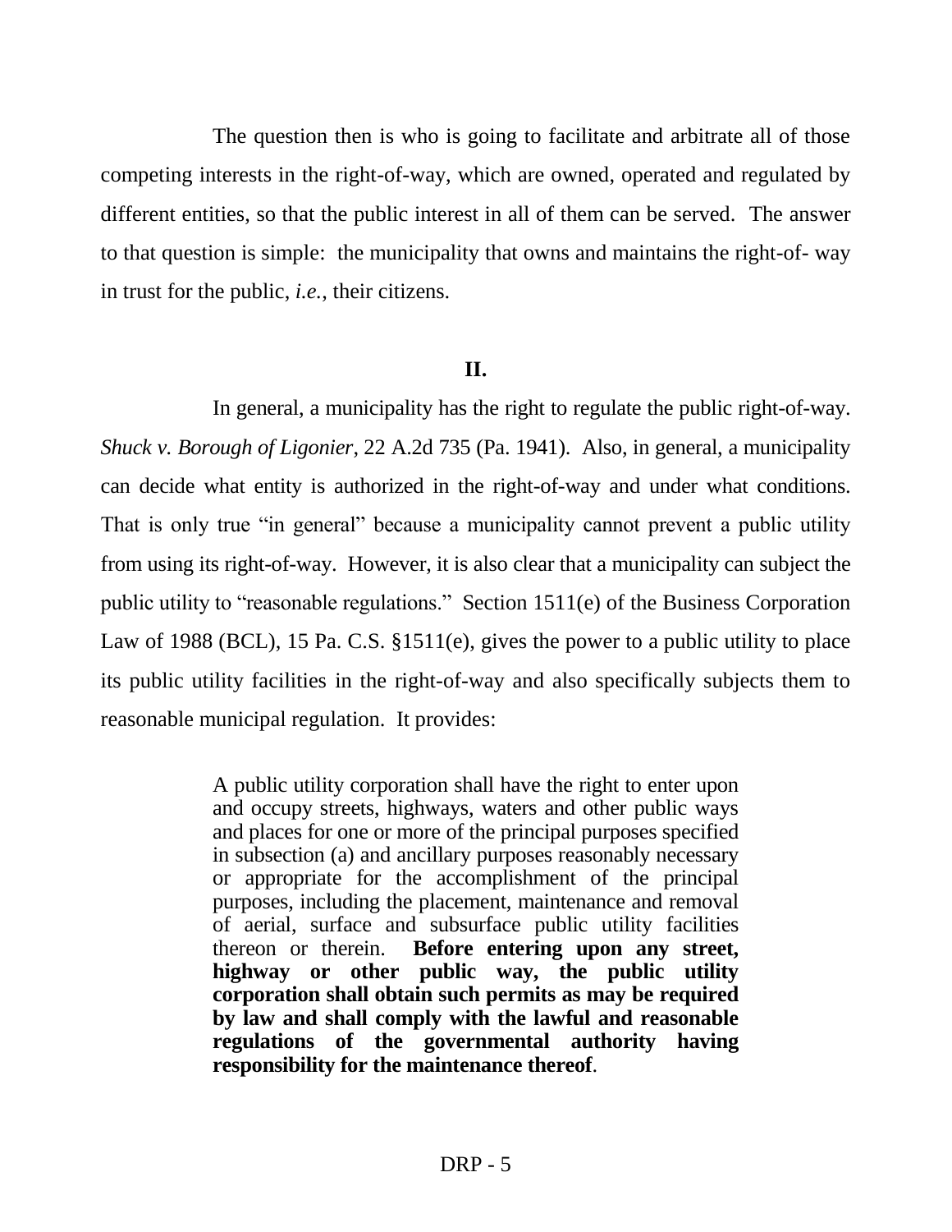The question then is who is going to facilitate and arbitrate all of those competing interests in the right-of-way, which are owned, operated and regulated by different entities, so that the public interest in all of them can be served. The answer to that question is simple: the municipality that owns and maintains the right-of- way in trust for the public, *i.e.*, their citizens.

## II.

In general, a municipality has the right to regulate the public right-of-way. *Shuck v. Borough of Ligonier*, 22 A.2d 735 (Pa. 1941). Also, in general, a municipality can decide what entity is authorized in the right-of-way and under what conditions. That is only true "in general" because a municipality cannot prevent a public utility from using its right-of-way. However, it is also clear that a municipality can subject the public utility to "reasonable regulations." Section 1511(e) of the Business Corporation Law of 1988 (BCL), 15 Pa. C.S. §1511(e), gives the power to a public utility to place its public utility facilities in the right-of-way and also specifically subjects them to reasonable municipal regulation. It provides:

> A public utility corporation shall have the right to enter upon and occupy streets, highways, waters and other public ways and places for one or more of the principal purposes specified in subsection (a) and ancillary purposes reasonably necessary or appropriate for the accomplishment of the principal purposes, including the placement, maintenance and removal of aerial, surface and subsurface public utility facilities thereon or therein. **Before entering upon any street, highway or other public way, the public utility corporation shall obtain such permits as may be required by law and shall comply with the lawful and reasonable regulations of the governmental authority having responsibility for the maintenance thereof**.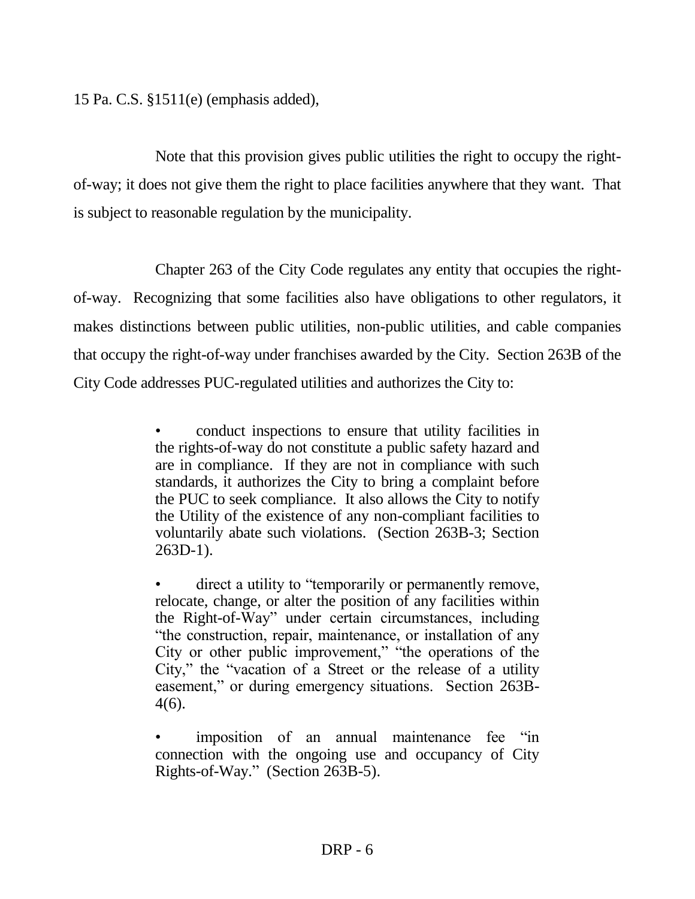15 Pa. C.S. §1511(e) (emphasis added),

Note that this provision gives public utilities the right to occupy the right-of-way; it does not give them the right to place facilities anywhere that they want. That is subject to reasonable regulation by the municipality.

Chapter 263 of the City Code regulates any entity that occupies the right-of-way. Recognizing that some facilities also have obligations to other regulators, it makes distinctions between public utilities, non-public utilities, and cable companies that occupy the right-of-way under franchises awarded by the City. Section 263B of the City Code addresses PUC-regulated utilities and authorizes the City to:

> • conduct inspections to ensure that utility facilities in the rights-of-way do not constitute a public safety hazard and are in compliance. If they are not in compliance with such standards, it authorizes the City to bring a complaint before the PUC to seek compliance. It also allows the City to notify the Utility of the existence of any non-compliant facilities to voluntarily abate such violations. (Section 263B-3; Section 263D-1).
>
> • direct a utility to "temporarily or permanently remove, relocate, change, or alter the position of any facilities within the Right-of-Way" under certain circumstances, including "the construction, repair, maintenance, or installation of any City or other public improvement," "the operations of the City," the "vacation of a Street or the release of a utility easement," or during emergency situations. Section 263B-4(6).
>
> • imposition of an annual maintenance fee "in connection with the ongoing use and occupancy of City Rights-of-Way." (Section 263B-5).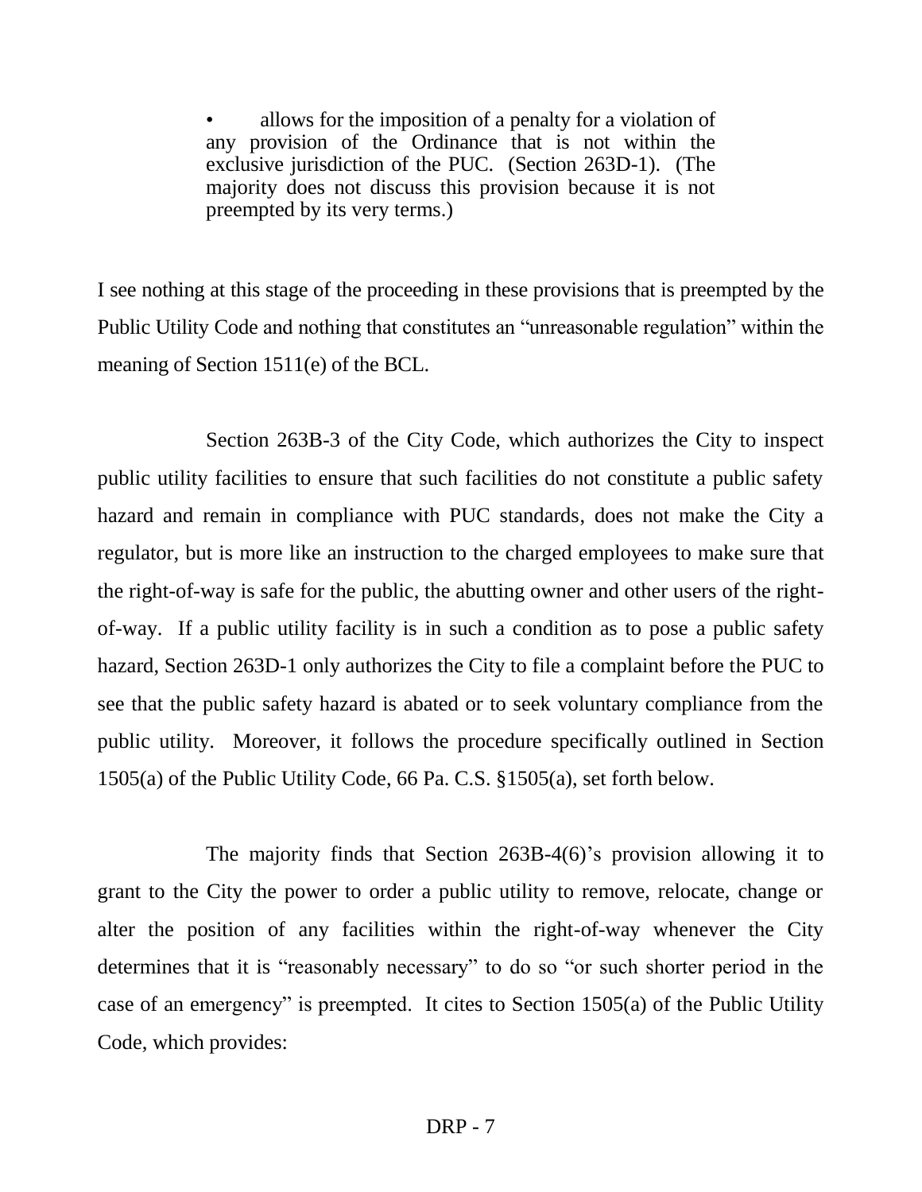- allows for the imposition of a penalty for a violation of any provision of the Ordinance that is not within the exclusive jurisdiction of the PUC. (Section 263D-1). (The majority does not discuss this provision because it is not preempted by its very terms.)

I see nothing at this stage of the proceeding in these provisions that is preempted by the Public Utility Code and nothing that constitutes an "unreasonable regulation" within the meaning of Section 1511(e) of the BCL.

Section 263B-3 of the City Code, which authorizes the City to inspect public utility facilities to ensure that such facilities do not constitute a public safety hazard and remain in compliance with PUC standards, does not make the City a regulator, but is more like an instruction to the charged employees to make sure that the right-of-way is safe for the public, the abutting owner and other users of the right-of-way. If a public utility facility is in such a condition as to pose a public safety hazard, Section 263D-1 only authorizes the City to file a complaint before the PUC to see that the public safety hazard is abated or to seek voluntary compliance from the public utility. Moreover, it follows the procedure specifically outlined in Section 1505(a) of the Public Utility Code, 66 Pa. C.S. §1505(a), set forth below.

The majority finds that Section 263B-4(6)'s provision allowing it to grant to the City the power to order a public utility to remove, relocate, change or alter the position of any facilities within the right-of-way whenever the City determines that it is "reasonably necessary" to do so "or such shorter period in the case of an emergency" is preempted. It cites to Section 1505(a) of the Public Utility Code, which provides: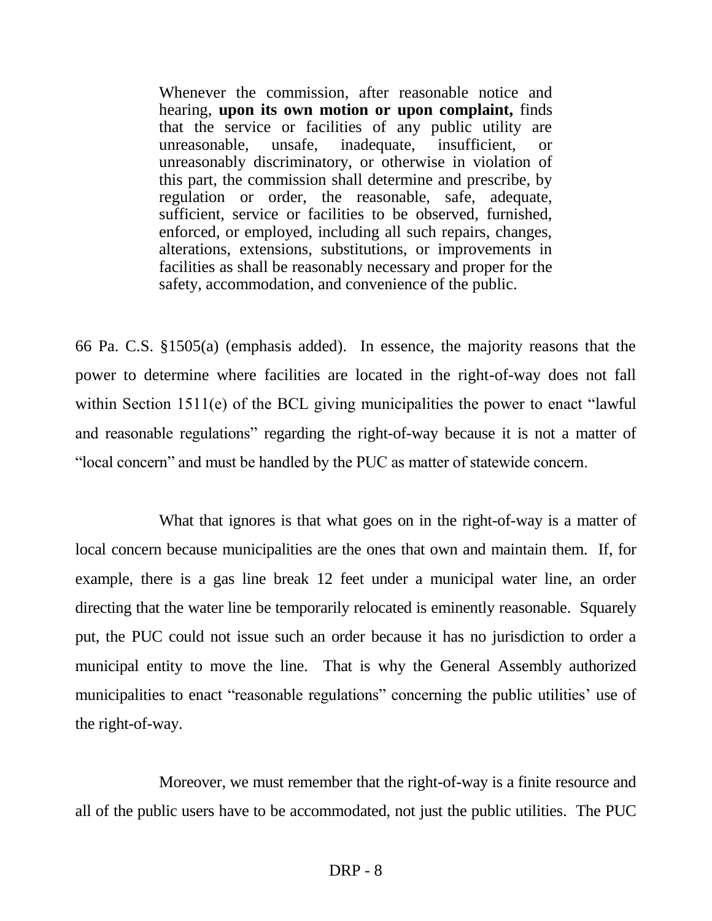> Whenever the commission, after reasonable notice and hearing, **upon its own motion or upon complaint,** finds that the service or facilities of any public utility are unreasonable, unsafe, inadequate, insufficient, or unreasonably discriminatory, or otherwise in violation of this part, the commission shall determine and prescribe, by regulation or order, the reasonable, safe, adequate, sufficient, service or facilities to be observed, furnished, enforced, or employed, including all such repairs, changes, alterations, extensions, substitutions, or improvements in facilities as shall be reasonably necessary and proper for the safety, accommodation, and convenience of the public.

66 Pa. C.S. §1505(a) (emphasis added). In essence, the majority reasons that the power to determine where facilities are located in the right-of-way does not fall within Section 1511(e) of the BCL giving municipalities the power to enact "lawful and reasonable regulations" regarding the right-of-way because it is not a matter of "local concern" and must be handled by the PUC as matter of statewide concern.

What that ignores is that what goes on in the right-of-way is a matter of local concern because municipalities are the ones that own and maintain them. If, for example, there is a gas line break 12 feet under a municipal water line, an order directing that the water line be temporarily relocated is eminently reasonable. Squarely put, the PUC could not issue such an order because it has no jurisdiction to order a municipal entity to move the line. That is why the General Assembly authorized municipalities to enact "reasonable regulations" concerning the public utilities' use of the right-of-way.

Moreover, we must remember that the right-of-way is a finite resource and all of the public users have to be accommodated, not just the public utilities. The PUC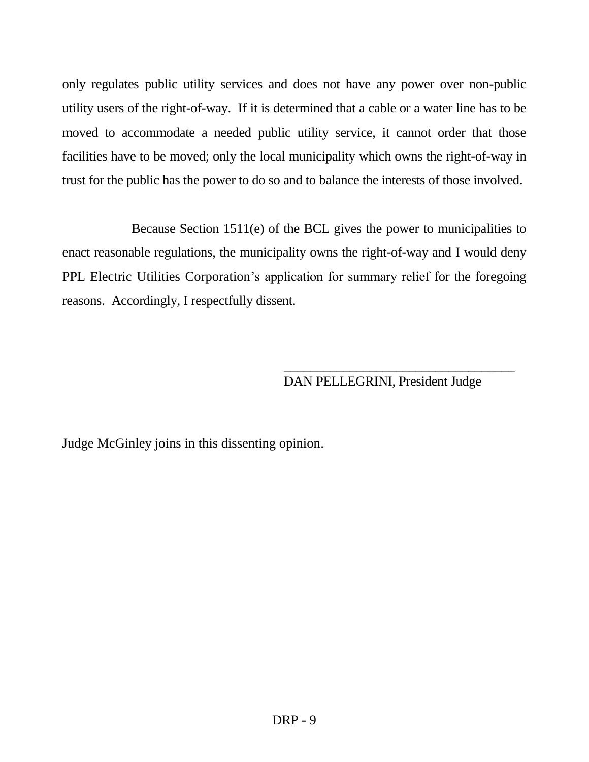only regulates public utility services and does not have any power over non-public utility users of the right-of-way. If it is determined that a cable or a water line has to be moved to accommodate a needed public utility service, it cannot order that those facilities have to be moved; only the local municipality which owns the right-of-way in trust for the public has the power to do so and to balance the interests of those involved.

Because Section 1511(e) of the BCL gives the power to municipalities to enact reasonable regulations, the municipality owns the right-of-way and I would deny PPL Electric Utilities Corporation's application for summary relief for the foregoing reasons. Accordingly, I respectfully dissent.

___________________________________
DAN PELLEGRINI, President Judge

Judge McGinley joins in this dissenting opinion.